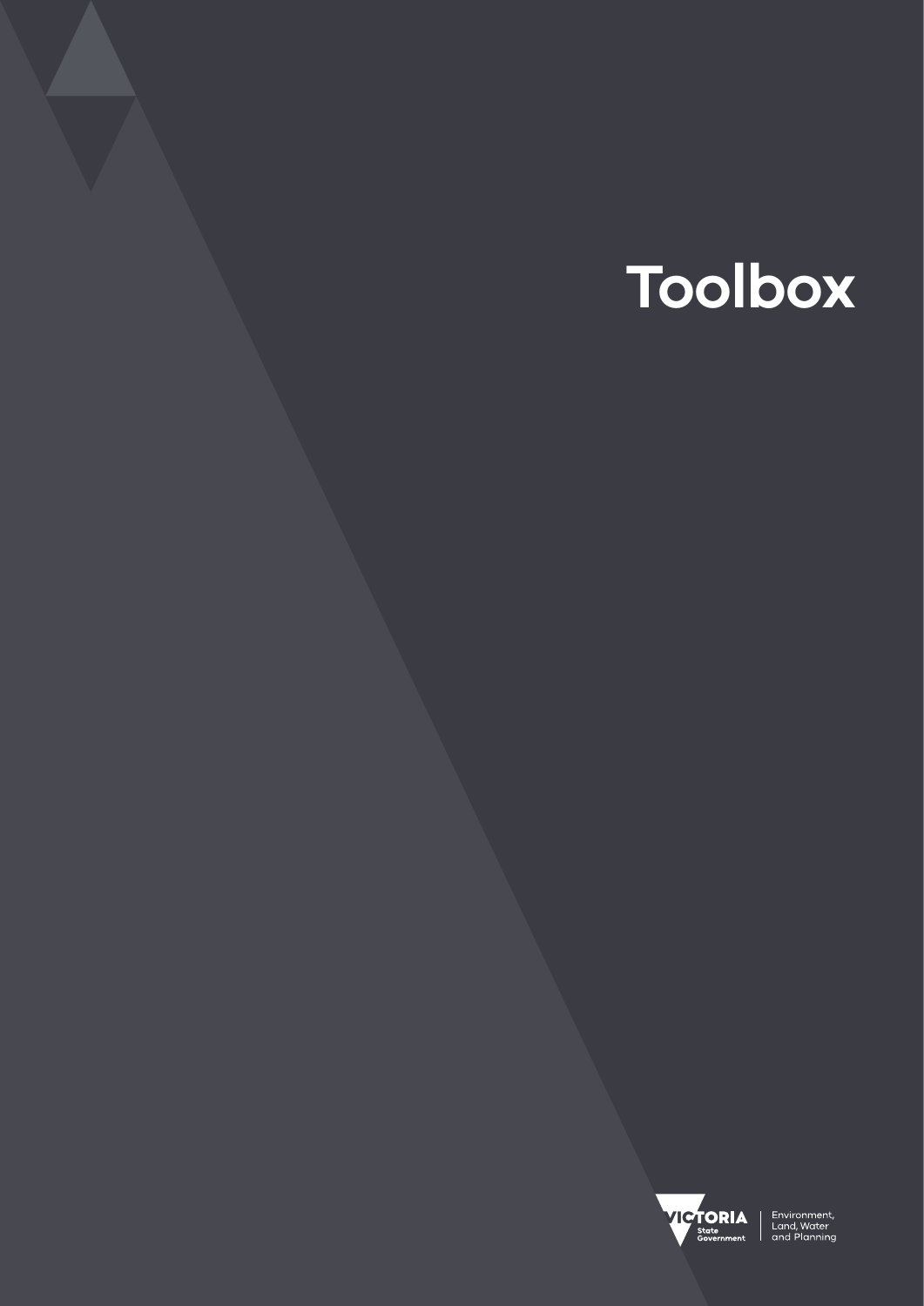# Toolbox

VICTORIA State Government | Environment, Land, Water and Planning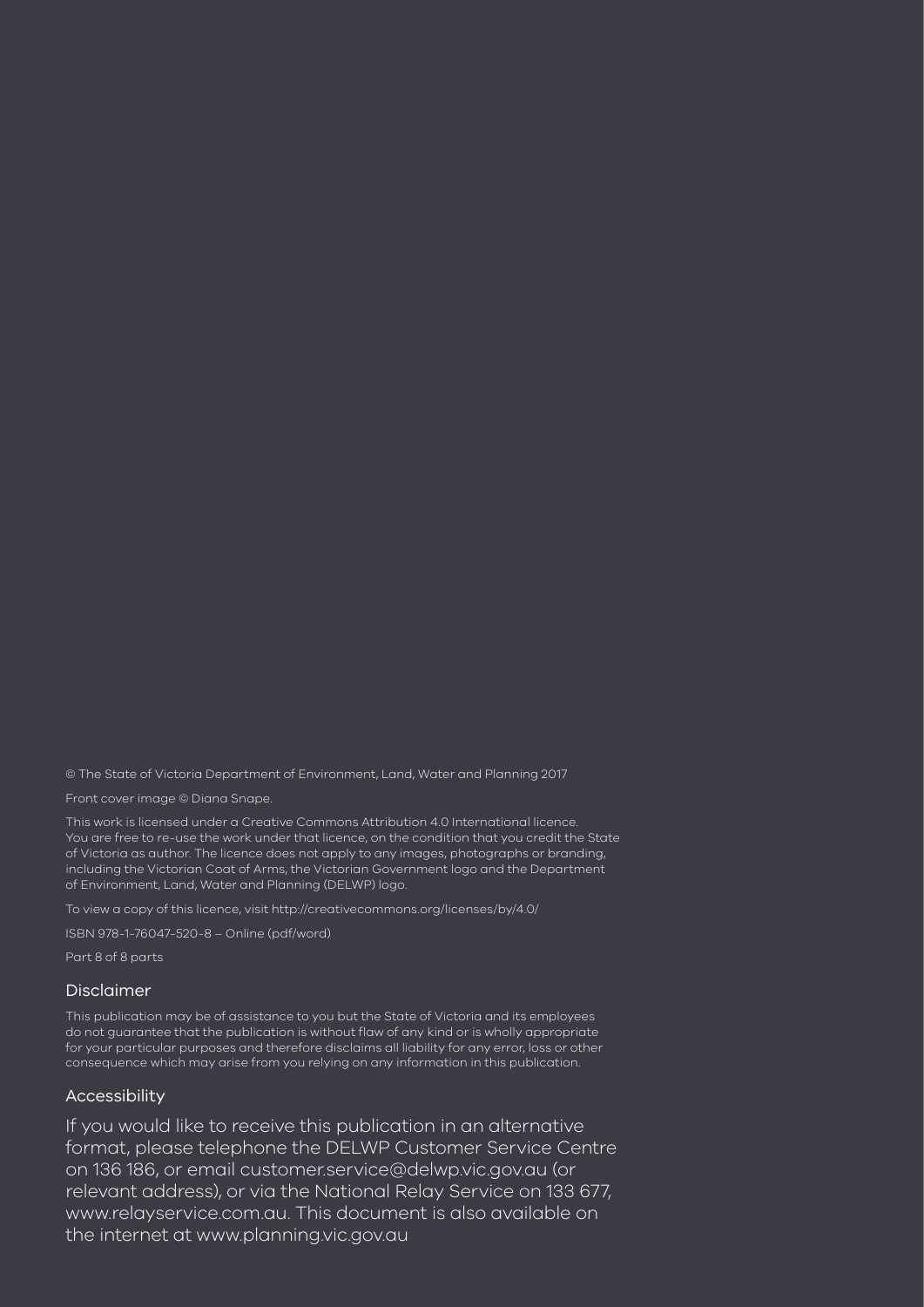© The State of Victoria Department of Environment, Land, Water and Planning 2017

Front cover image © Diana Snape.

This work is licensed under a Creative Commons Attribution 4.0 International licence. You are free to re-use the work under that licence, on the condition that you credit the State of Victoria as author. The licence does not apply to any images, photographs or branding, including the Victorian Coat of Arms, the Victorian Government logo and the Department of Environment, Land, Water and Planning (DELWP) logo.

To view a copy of this licence, visit http://creativecommons.org/licenses/by/4.0/

ISBN 978-1-76047-520-8 – Online (pdf/word)

Part 8 of 8 parts

## Disclaimer

This publication may be of assistance to you but the State of Victoria and its employees do not guarantee that the publication is without flaw of any kind or is wholly appropriate for your particular purposes and therefore disclaims all liability for any error, loss or other consequence which may arise from you relying on any information in this publication.

## Accessibility

If you would like to receive this publication in an alternative format, please telephone the DELWP Customer Service Centre on 136 186, or email customer.service@delwp.vic.gov.au (or relevant address), or via the National Relay Service on 133 677, www.relayservice.com.au. This document is also available on the internet at www.planning.vic.gov.au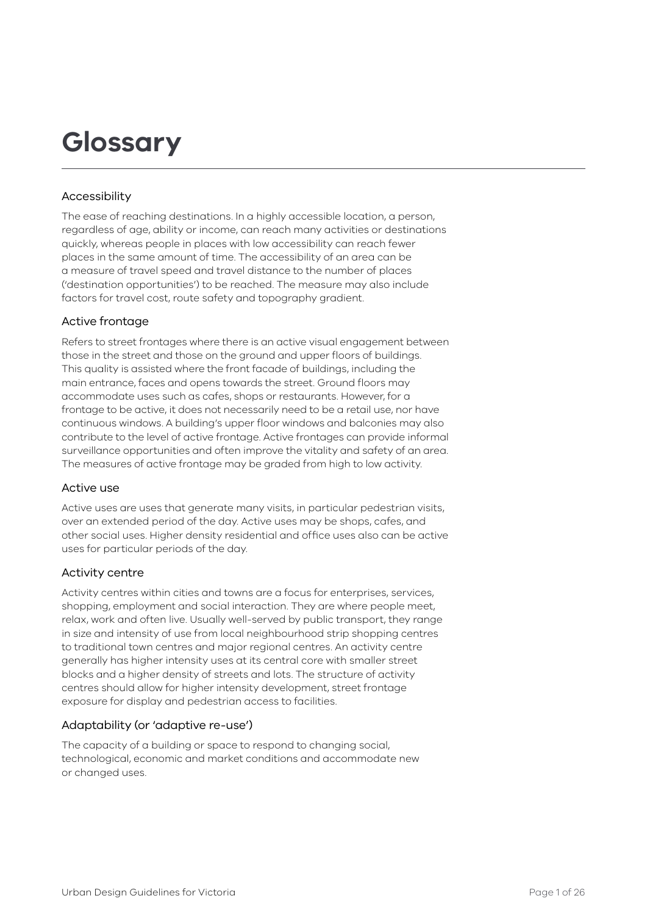# Glossary

### Accessibility

The ease of reaching destinations. In a highly accessible location, a person, regardless of age, ability or income, can reach many activities or destinations quickly, whereas people in places with low accessibility can reach fewer places in the same amount of time. The accessibility of an area can be a measure of travel speed and travel distance to the number of places ('destination opportunities') to be reached. The measure may also include factors for travel cost, route safety and topography gradient.

### Active frontage

Refers to street frontages where there is an active visual engagement between those in the street and those on the ground and upper floors of buildings. This quality is assisted where the front facade of buildings, including the main entrance, faces and opens towards the street. Ground floors may accommodate uses such as cafes, shops or restaurants. However, for a frontage to be active, it does not necessarily need to be a retail use, nor have continuous windows. A building's upper floor windows and balconies may also contribute to the level of active frontage. Active frontages can provide informal surveillance opportunities and often improve the vitality and safety of an area. The measures of active frontage may be graded from high to low activity.

### Active use

Active uses are uses that generate many visits, in particular pedestrian visits, over an extended period of the day. Active uses may be shops, cafes, and other social uses. Higher density residential and office uses also can be active uses for particular periods of the day.

### Activity centre

Activity centres within cities and towns are a focus for enterprises, services, shopping, employment and social interaction. They are where people meet, relax, work and often live. Usually well-served by public transport, they range in size and intensity of use from local neighbourhood strip shopping centres to traditional town centres and major regional centres. An activity centre generally has higher intensity uses at its central core with smaller street blocks and a higher density of streets and lots. The structure of activity centres should allow for higher intensity development, street frontage exposure for display and pedestrian access to facilities.

### Adaptability (or 'adaptive re-use')

The capacity of a building or space to respond to changing social, technological, economic and market conditions and accommodate new or changed uses.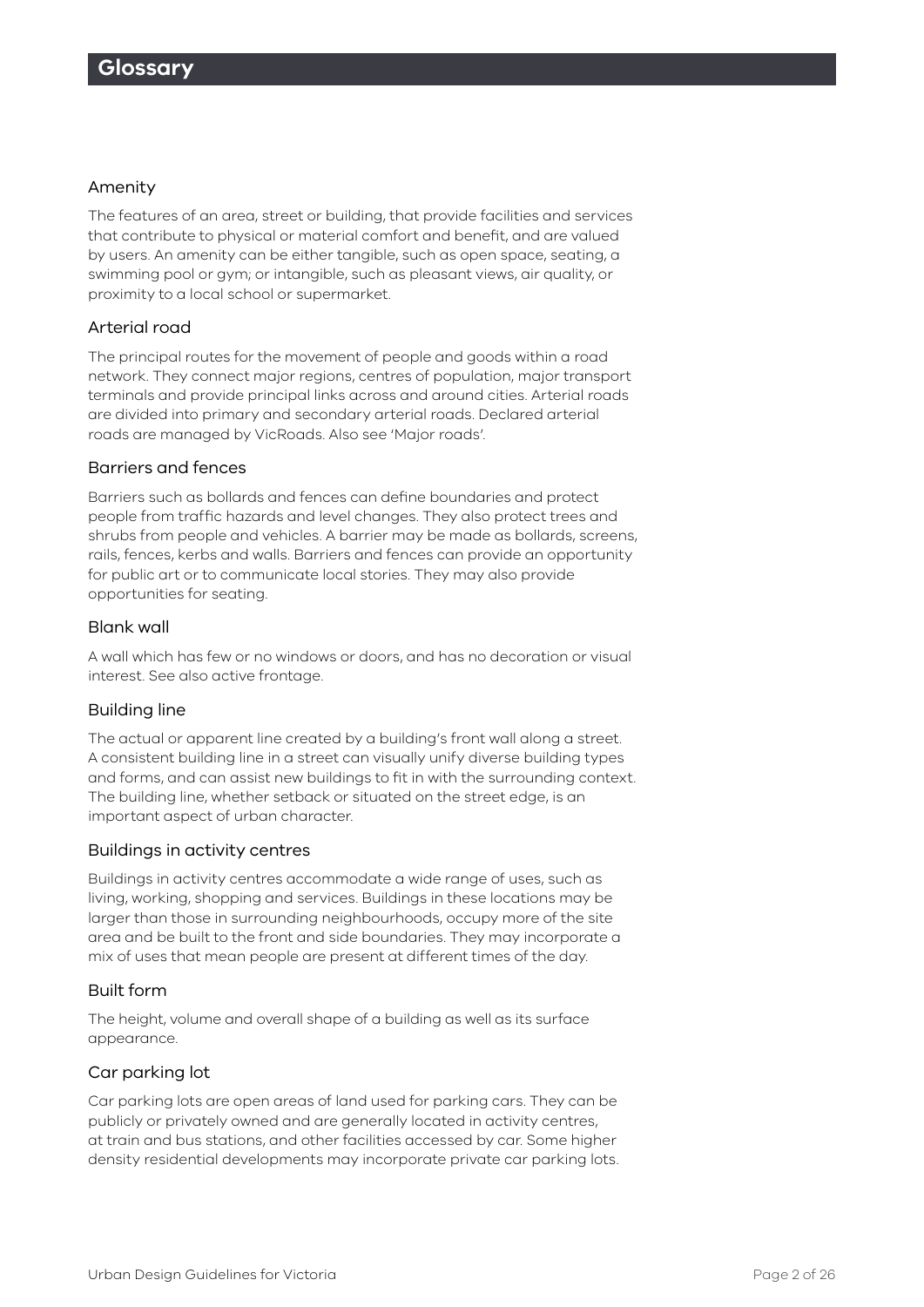# Glossary

### Amenity

The features of an area, street or building, that provide facilities and services that contribute to physical or material comfort and benefit, and are valued by users. An amenity can be either tangible, such as open space, seating, a swimming pool or gym; or intangible, such as pleasant views, air quality, or proximity to a local school or supermarket.

### Arterial road

The principal routes for the movement of people and goods within a road network. They connect major regions, centres of population, major transport terminals and provide principal links across and around cities. Arterial roads are divided into primary and secondary arterial roads. Declared arterial roads are managed by VicRoads. Also see 'Major roads'.

### Barriers and fences

Barriers such as bollards and fences can define boundaries and protect people from traffic hazards and level changes. They also protect trees and shrubs from people and vehicles. A barrier may be made as bollards, screens, rails, fences, kerbs and walls. Barriers and fences can provide an opportunity for public art or to communicate local stories. They may also provide opportunities for seating.

### Blank wall

A wall which has few or no windows or doors, and has no decoration or visual interest. See also active frontage.

### Building line

The actual or apparent line created by a building's front wall along a street. A consistent building line in a street can visually unify diverse building types and forms, and can assist new buildings to fit in with the surrounding context. The building line, whether setback or situated on the street edge, is an important aspect of urban character.

### Buildings in activity centres

Buildings in activity centres accommodate a wide range of uses, such as living, working, shopping and services. Buildings in these locations may be larger than those in surrounding neighbourhoods, occupy more of the site area and be built to the front and side boundaries. They may incorporate a mix of uses that mean people are present at different times of the day.

### Built form

The height, volume and overall shape of a building as well as its surface appearance.

### Car parking lot

Car parking lots are open areas of land used for parking cars. They can be publicly or privately owned and are generally located in activity centres, at train and bus stations, and other facilities accessed by car. Some higher density residential developments may incorporate private car parking lots.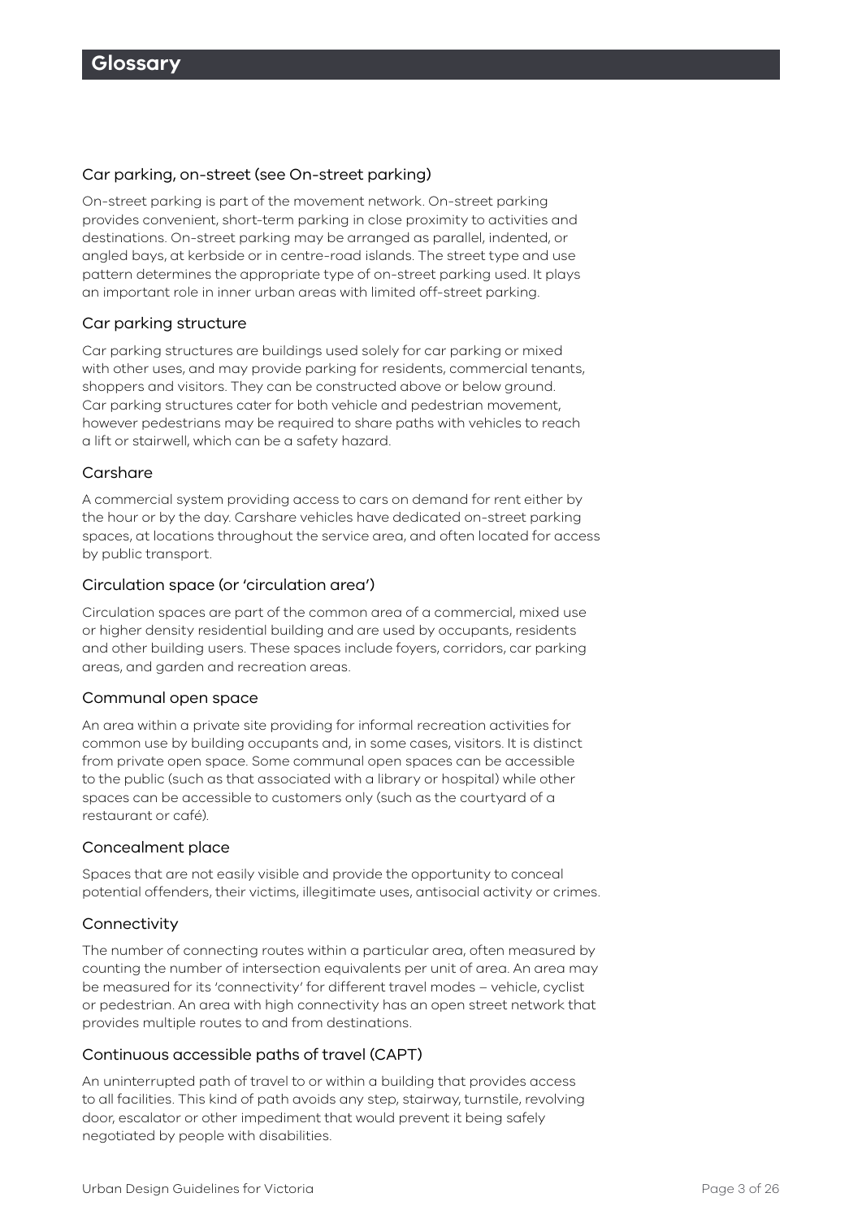# Glossary

### Car parking, on-street (see On-street parking)

On-street parking is part of the movement network. On-street parking provides convenient, short-term parking in close proximity to activities and destinations. On-street parking may be arranged as parallel, indented, or angled bays, at kerbside or in centre-road islands. The street type and use pattern determines the appropriate type of on-street parking used. It plays an important role in inner urban areas with limited off-street parking.

### Car parking structure

Car parking structures are buildings used solely for car parking or mixed with other uses, and may provide parking for residents, commercial tenants, shoppers and visitors. They can be constructed above or below ground. Car parking structures cater for both vehicle and pedestrian movement, however pedestrians may be required to share paths with vehicles to reach a lift or stairwell, which can be a safety hazard.

### Carshare

A commercial system providing access to cars on demand for rent either by the hour or by the day. Carshare vehicles have dedicated on-street parking spaces, at locations throughout the service area, and often located for access by public transport.

### Circulation space (or 'circulation area')

Circulation spaces are part of the common area of a commercial, mixed use or higher density residential building and are used by occupants, residents and other building users. These spaces include foyers, corridors, car parking areas, and garden and recreation areas.

### Communal open space

An area within a private site providing for informal recreation activities for common use by building occupants and, in some cases, visitors. It is distinct from private open space. Some communal open spaces can be accessible to the public (such as that associated with a library or hospital) while other spaces can be accessible to customers only (such as the courtyard of a restaurant or café).

### Concealment place

Spaces that are not easily visible and provide the opportunity to conceal potential offenders, their victims, illegitimate uses, antisocial activity or crimes.

### Connectivity

The number of connecting routes within a particular area, often measured by counting the number of intersection equivalents per unit of area. An area may be measured for its 'connectivity' for different travel modes – vehicle, cyclist or pedestrian. An area with high connectivity has an open street network that provides multiple routes to and from destinations.

### Continuous accessible paths of travel (CAPT)

An uninterrupted path of travel to or within a building that provides access to all facilities. This kind of path avoids any step, stairway, turnstile, revolving door, escalator or other impediment that would prevent it being safely negotiated by people with disabilities.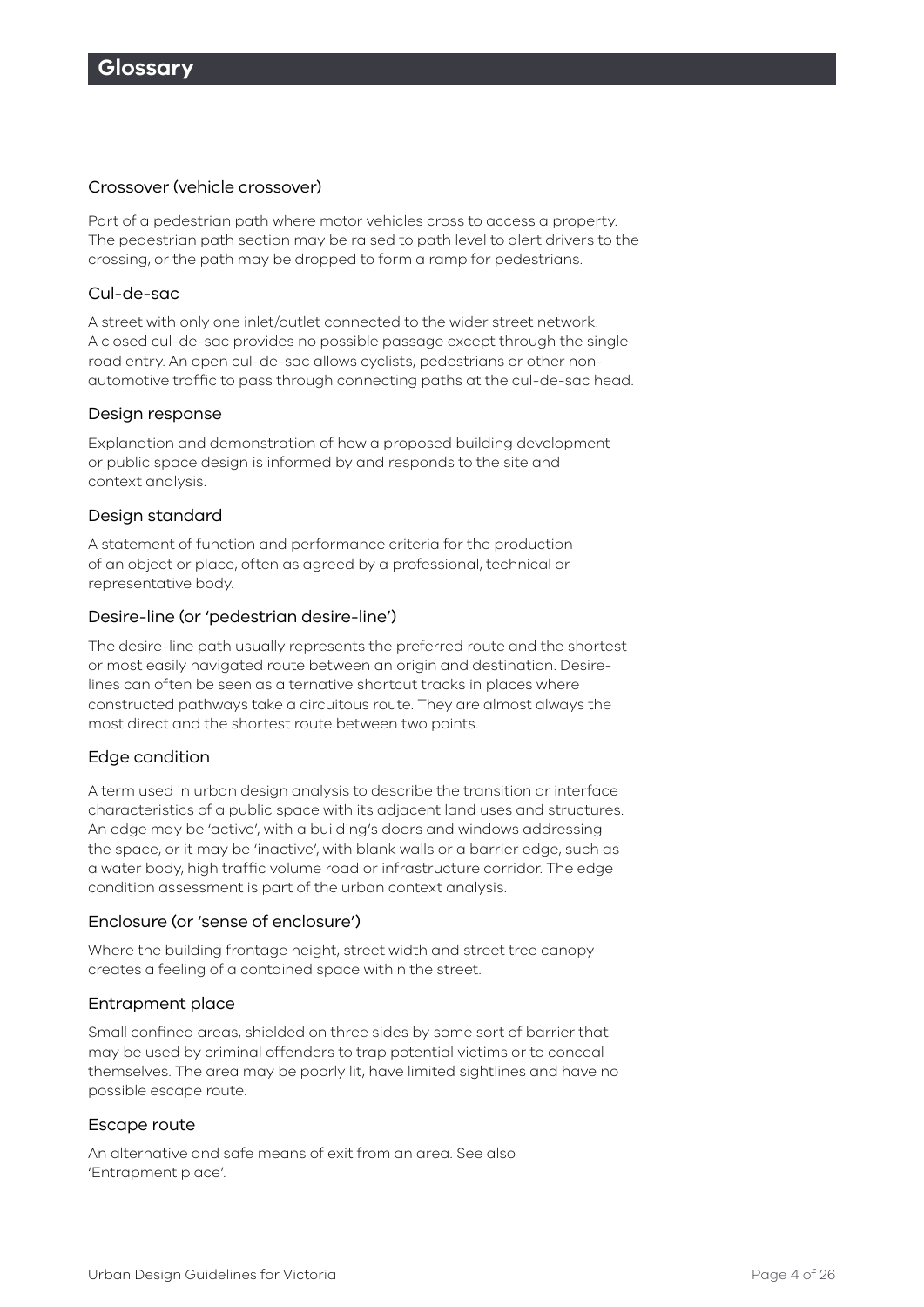# Glossary

### Crossover (vehicle crossover)

Part of a pedestrian path where motor vehicles cross to access a property. The pedestrian path section may be raised to path level to alert drivers to the crossing, or the path may be dropped to form a ramp for pedestrians.

### Cul-de-sac

A street with only one inlet/outlet connected to the wider street network. A closed cul-de-sac provides no possible passage except through the single road entry. An open cul-de-sac allows cyclists, pedestrians or other non-automotive traffic to pass through connecting paths at the cul-de-sac head.

### Design response

Explanation and demonstration of how a proposed building development or public space design is informed by and responds to the site and context analysis.

### Design standard

A statement of function and performance criteria for the production of an object or place, often as agreed by a professional, technical or representative body.

### Desire-line (or 'pedestrian desire-line')

The desire-line path usually represents the preferred route and the shortest or most easily navigated route between an origin and destination. Desire-lines can often be seen as alternative shortcut tracks in places where constructed pathways take a circuitous route. They are almost always the most direct and the shortest route between two points.

### Edge condition

A term used in urban design analysis to describe the transition or interface characteristics of a public space with its adjacent land uses and structures. An edge may be 'active', with a building's doors and windows addressing the space, or it may be 'inactive', with blank walls or a barrier edge, such as a water body, high traffic volume road or infrastructure corridor. The edge condition assessment is part of the urban context analysis.

### Enclosure (or 'sense of enclosure')

Where the building frontage height, street width and street tree canopy creates a feeling of a contained space within the street.

### Entrapment place

Small confined areas, shielded on three sides by some sort of barrier that may be used by criminal offenders to trap potential victims or to conceal themselves. The area may be poorly lit, have limited sightlines and have no possible escape route.

### Escape route

An alternative and safe means of exit from an area. See also 'Entrapment place'.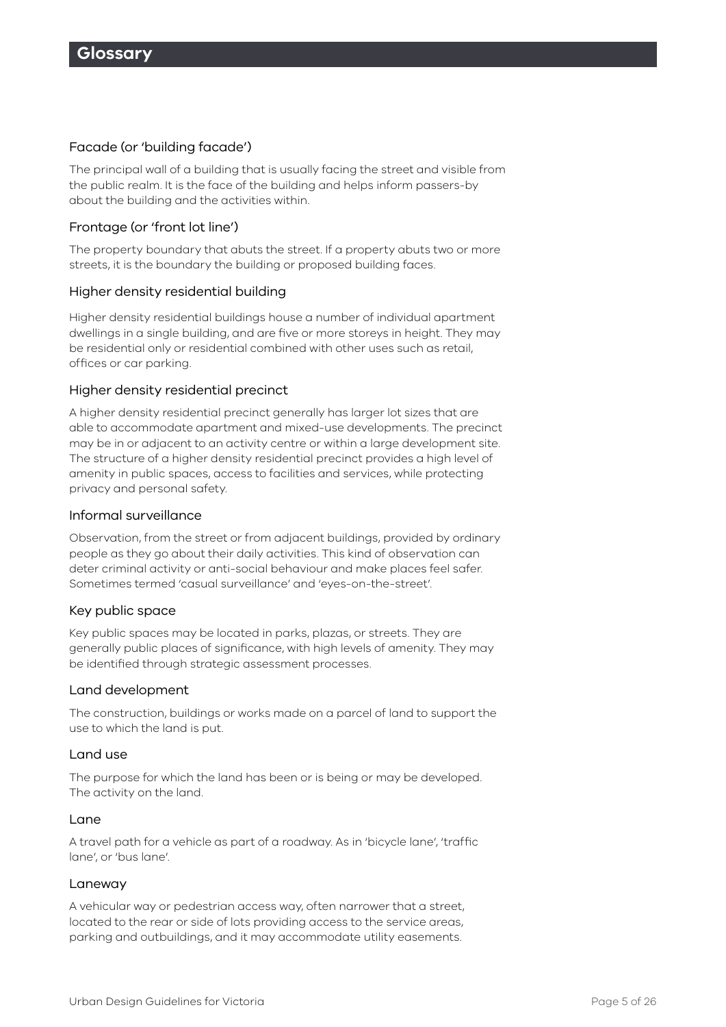# Glossary

### Facade (or 'building facade')

The principal wall of a building that is usually facing the street and visible from the public realm. It is the face of the building and helps inform passers-by about the building and the activities within.

### Frontage (or 'front lot line')

The property boundary that abuts the street. If a property abuts two or more streets, it is the boundary the building or proposed building faces.

### Higher density residential building

Higher density residential buildings house a number of individual apartment dwellings in a single building, and are five or more storeys in height. They may be residential only or residential combined with other uses such as retail, offices or car parking.

### Higher density residential precinct

A higher density residential precinct generally has larger lot sizes that are able to accommodate apartment and mixed-use developments. The precinct may be in or adjacent to an activity centre or within a large development site. The structure of a higher density residential precinct provides a high level of amenity in public spaces, access to facilities and services, while protecting privacy and personal safety.

### Informal surveillance

Observation, from the street or from adjacent buildings, provided by ordinary people as they go about their daily activities. This kind of observation can deter criminal activity or anti-social behaviour and make places feel safer. Sometimes termed 'casual surveillance' and 'eyes-on-the-street'.

### Key public space

Key public spaces may be located in parks, plazas, or streets. They are generally public places of significance, with high levels of amenity. They may be identified through strategic assessment processes.

### Land development

The construction, buildings or works made on a parcel of land to support the use to which the land is put.

### Land use

The purpose for which the land has been or is being or may be developed. The activity on the land.

### Lane

A travel path for a vehicle as part of a roadway. As in 'bicycle lane', 'traffic lane', or 'bus lane'.

### Laneway

A vehicular way or pedestrian access way, often narrower that a street, located to the rear or side of lots providing access to the service areas, parking and outbuildings, and it may accommodate utility easements.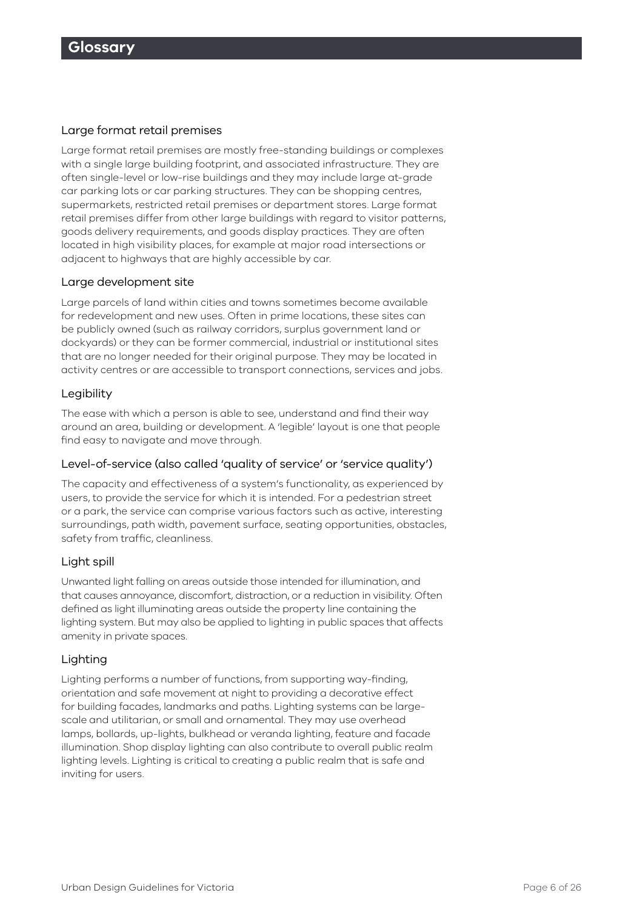# Glossary

## Large format retail premises

Large format retail premises are mostly free-standing buildings or complexes with a single large building footprint, and associated infrastructure. They are often single-level or low-rise buildings and they may include large at-grade car parking lots or car parking structures. They can be shopping centres, supermarkets, restricted retail premises or department stores. Large format retail premises differ from other large buildings with regard to visitor patterns, goods delivery requirements, and goods display practices. They are often located in high visibility places, for example at major road intersections or adjacent to highways that are highly accessible by car.

## Large development site

Large parcels of land within cities and towns sometimes become available for redevelopment and new uses. Often in prime locations, these sites can be publicly owned (such as railway corridors, surplus government land or dockyards) or they can be former commercial, industrial or institutional sites that are no longer needed for their original purpose. They may be located in activity centres or are accessible to transport connections, services and jobs.

## Legibility

The ease with which a person is able to see, understand and find their way around an area, building or development. A 'legible' layout is one that people find easy to navigate and move through.

## Level-of-service (also called 'quality of service' or 'service quality')

The capacity and effectiveness of a system's functionality, as experienced by users, to provide the service for which it is intended. For a pedestrian street or a park, the service can comprise various factors such as active, interesting surroundings, path width, pavement surface, seating opportunities, obstacles, safety from traffic, cleanliness.

## Light spill

Unwanted light falling on areas outside those intended for illumination, and that causes annoyance, discomfort, distraction, or a reduction in visibility. Often defined as light illuminating areas outside the property line containing the lighting system. But may also be applied to lighting in public spaces that affects amenity in private spaces.

## Lighting

Lighting performs a number of functions, from supporting way-finding, orientation and safe movement at night to providing a decorative effect for building facades, landmarks and paths. Lighting systems can be large-scale and utilitarian, or small and ornamental. They may use overhead lamps, bollards, up-lights, bulkhead or veranda lighting, feature and facade illumination. Shop display lighting can also contribute to overall public realm lighting levels. Lighting is critical to creating a public realm that is safe and inviting for users.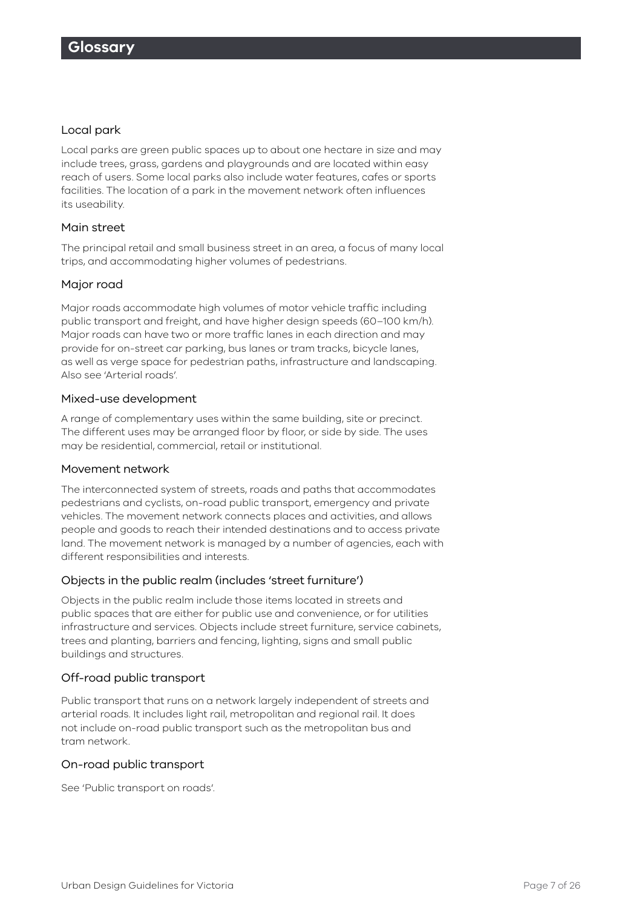## Glossary

### Local park

Local parks are green public spaces up to about one hectare in size and may include trees, grass, gardens and playgrounds and are located within easy reach of users. Some local parks also include water features, cafes or sports facilities. The location of a park in the movement network often influences its useability.

### Main street

The principal retail and small business street in an area, a focus of many local trips, and accommodating higher volumes of pedestrians.

### Major road

Major roads accommodate high volumes of motor vehicle traffic including public transport and freight, and have higher design speeds (60–100 km/h). Major roads can have two or more traffic lanes in each direction and may provide for on-street car parking, bus lanes or tram tracks, bicycle lanes, as well as verge space for pedestrian paths, infrastructure and landscaping. Also see 'Arterial roads'.

### Mixed-use development

A range of complementary uses within the same building, site or precinct. The different uses may be arranged floor by floor, or side by side. The uses may be residential, commercial, retail or institutional.

### Movement network

The interconnected system of streets, roads and paths that accommodates pedestrians and cyclists, on-road public transport, emergency and private vehicles. The movement network connects places and activities, and allows people and goods to reach their intended destinations and to access private land. The movement network is managed by a number of agencies, each with different responsibilities and interests.

### Objects in the public realm (includes 'street furniture')

Objects in the public realm include those items located in streets and public spaces that are either for public use and convenience, or for utilities infrastructure and services. Objects include street furniture, service cabinets, trees and planting, barriers and fencing, lighting, signs and small public buildings and structures.

### Off-road public transport

Public transport that runs on a network largely independent of streets and arterial roads. It includes light rail, metropolitan and regional rail. It does not include on-road public transport such as the metropolitan bus and tram network.

### On-road public transport

See 'Public transport on roads'.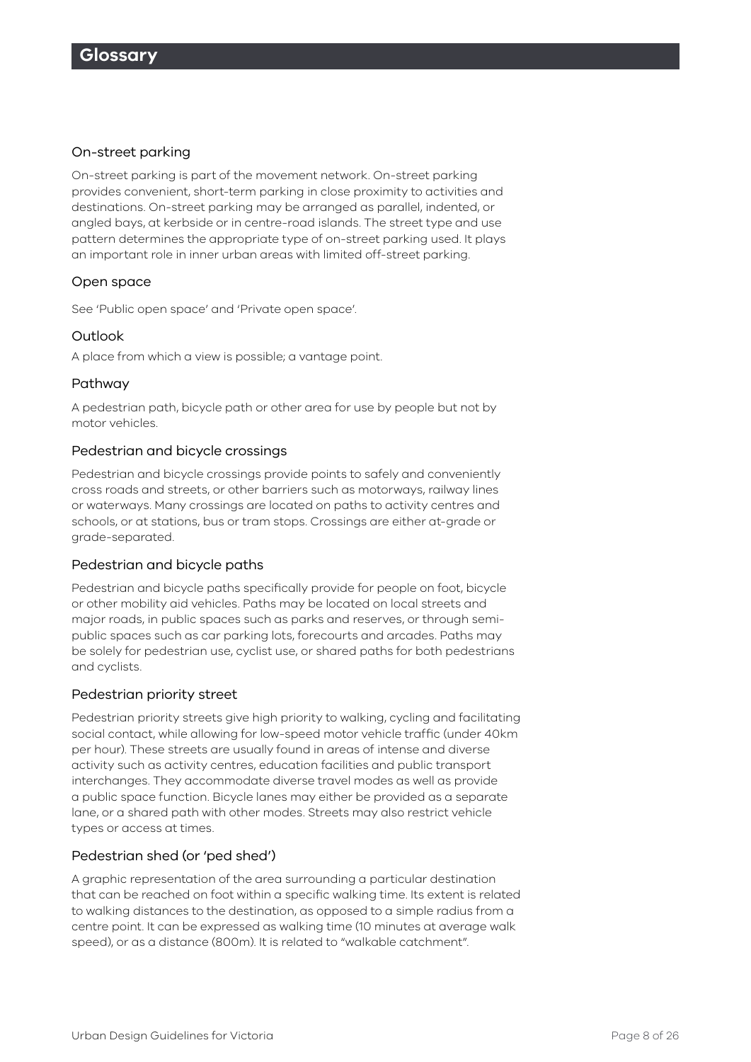# Glossary

### On-street parking

On-street parking is part of the movement network. On-street parking provides convenient, short-term parking in close proximity to activities and destinations. On-street parking may be arranged as parallel, indented, or angled bays, at kerbside or in centre-road islands. The street type and use pattern determines the appropriate type of on-street parking used. It plays an important role in inner urban areas with limited off-street parking.

### Open space

See 'Public open space' and 'Private open space'.

### Outlook

A place from which a view is possible; a vantage point.

### Pathway

A pedestrian path, bicycle path or other area for use by people but not by motor vehicles.

### Pedestrian and bicycle crossings

Pedestrian and bicycle crossings provide points to safely and conveniently cross roads and streets, or other barriers such as motorways, railway lines or waterways. Many crossings are located on paths to activity centres and schools, or at stations, bus or tram stops. Crossings are either at-grade or grade-separated.

### Pedestrian and bicycle paths

Pedestrian and bicycle paths specifically provide for people on foot, bicycle or other mobility aid vehicles. Paths may be located on local streets and major roads, in public spaces such as parks and reserves, or through semi-public spaces such as car parking lots, forecourts and arcades. Paths may be solely for pedestrian use, cyclist use, or shared paths for both pedestrians and cyclists.

### Pedestrian priority street

Pedestrian priority streets give high priority to walking, cycling and facilitating social contact, while allowing for low-speed motor vehicle traffic (under 40km per hour). These streets are usually found in areas of intense and diverse activity such as activity centres, education facilities and public transport interchanges. They accommodate diverse travel modes as well as provide a public space function. Bicycle lanes may either be provided as a separate lane, or a shared path with other modes. Streets may also restrict vehicle types or access at times.

### Pedestrian shed (or 'ped shed')

A graphic representation of the area surrounding a particular destination that can be reached on foot within a specific walking time. Its extent is related to walking distances to the destination, as opposed to a simple radius from a centre point. It can be expressed as walking time (10 minutes at average walk speed), or as a distance (800m). It is related to "walkable catchment".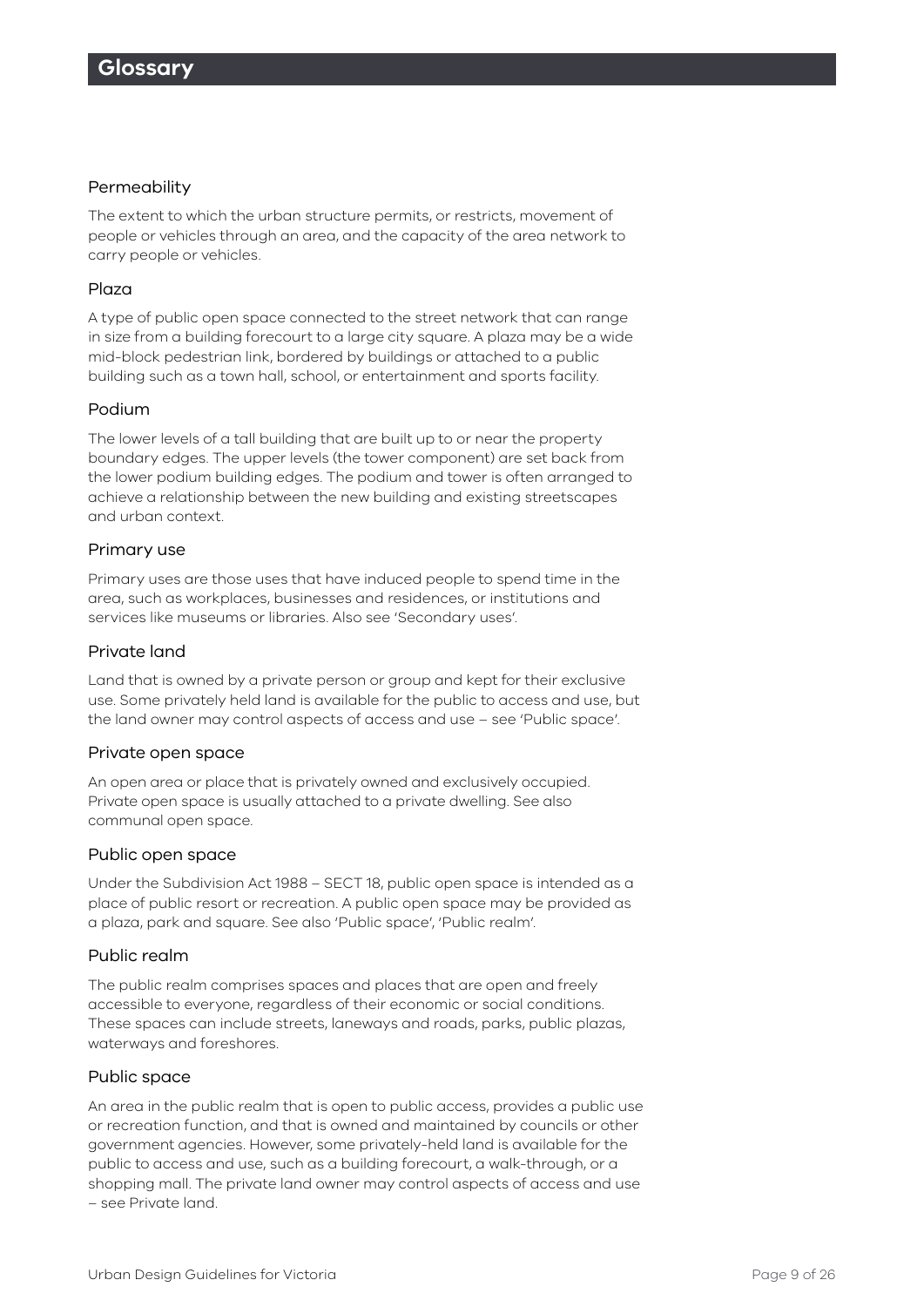# Glossary

### Permeability

The extent to which the urban structure permits, or restricts, movement of people or vehicles through an area, and the capacity of the area network to carry people or vehicles.

### Plaza

A type of public open space connected to the street network that can range in size from a building forecourt to a large city square. A plaza may be a wide mid-block pedestrian link, bordered by buildings or attached to a public building such as a town hall, school, or entertainment and sports facility.

### Podium

The lower levels of a tall building that are built up to or near the property boundary edges. The upper levels (the tower component) are set back from the lower podium building edges. The podium and tower is often arranged to achieve a relationship between the new building and existing streetscapes and urban context.

### Primary use

Primary uses are those uses that have induced people to spend time in the area, such as workplaces, businesses and residences, or institutions and services like museums or libraries. Also see 'Secondary uses'.

### Private land

Land that is owned by a private person or group and kept for their exclusive use. Some privately held land is available for the public to access and use, but the land owner may control aspects of access and use – see 'Public space'.

### Private open space

An open area or place that is privately owned and exclusively occupied. Private open space is usually attached to a private dwelling. See also communal open space.

### Public open space

Under the Subdivision Act 1988 – SECT 18, public open space is intended as a place of public resort or recreation. A public open space may be provided as a plaza, park and square. See also 'Public space', 'Public realm'.

### Public realm

The public realm comprises spaces and places that are open and freely accessible to everyone, regardless of their economic or social conditions. These spaces can include streets, laneways and roads, parks, public plazas, waterways and foreshores.

### Public space

An area in the public realm that is open to public access, provides a public use or recreation function, and that is owned and maintained by councils or other government agencies. However, some privately-held land is available for the public to access and use, such as a building forecourt, a walk-through, or a shopping mall. The private land owner may control aspects of access and use – see Private land.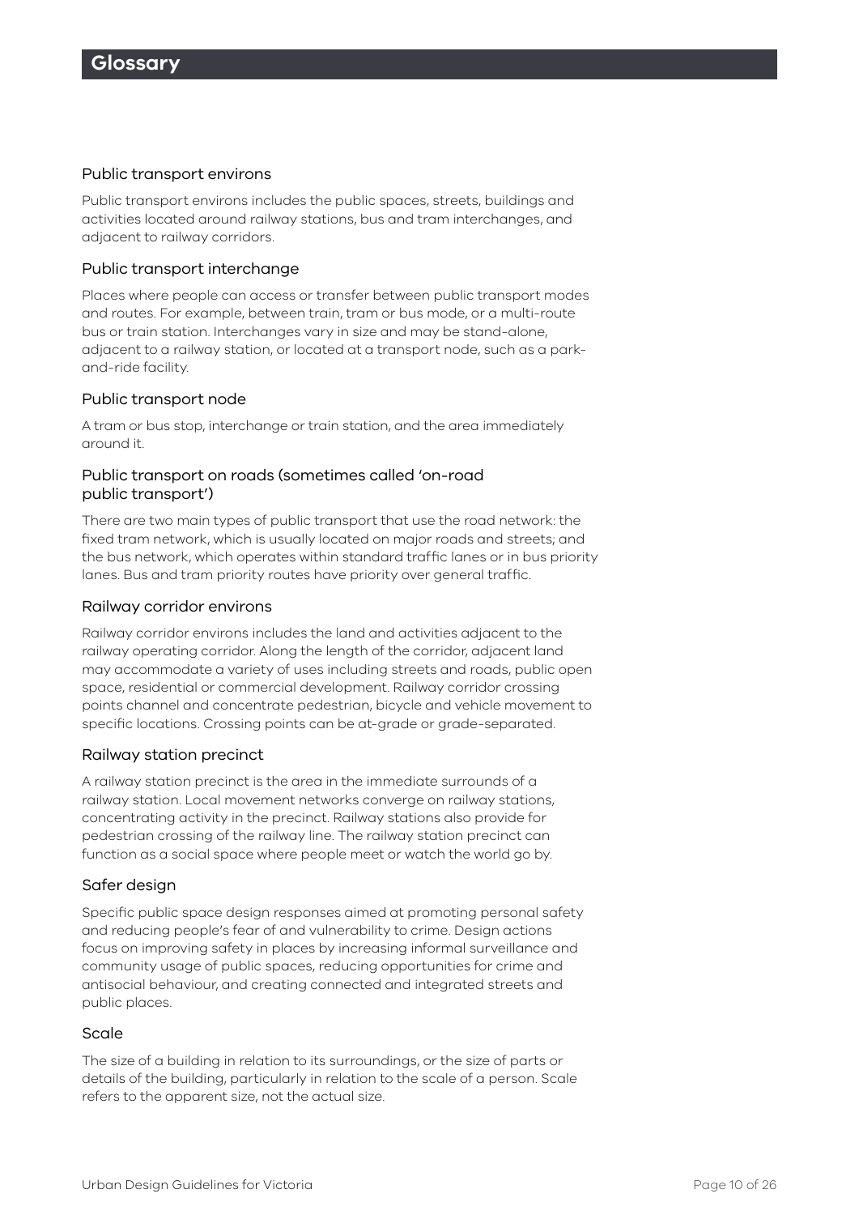# Glossary

### Public transport environs

Public transport environs includes the public spaces, streets, buildings and activities located around railway stations, bus and tram interchanges, and adjacent to railway corridors.

### Public transport interchange

Places where people can access or transfer between public transport modes and routes. For example, between train, tram or bus mode, or a multi-route bus or train station. Interchanges vary in size and may be stand-alone, adjacent to a railway station, or located at a transport node, such as a park-and-ride facility.

### Public transport node

A tram or bus stop, interchange or train station, and the area immediately around it.

### Public transport on roads (sometimes called 'on-road public transport')

There are two main types of public transport that use the road network: the fixed tram network, which is usually located on major roads and streets; and the bus network, which operates within standard traffic lanes or in bus priority lanes. Bus and tram priority routes have priority over general traffic.

### Railway corridor environs

Railway corridor environs includes the land and activities adjacent to the railway operating corridor. Along the length of the corridor, adjacent land may accommodate a variety of uses including streets and roads, public open space, residential or commercial development. Railway corridor crossing points channel and concentrate pedestrian, bicycle and vehicle movement to specific locations. Crossing points can be at-grade or grade-separated.

### Railway station precinct

A railway station precinct is the area in the immediate surrounds of a railway station. Local movement networks converge on railway stations, concentrating activity in the precinct. Railway stations also provide for pedestrian crossing of the railway line. The railway station precinct can function as a social space where people meet or watch the world go by.

### Safer design

Specific public space design responses aimed at promoting personal safety and reducing people's fear of and vulnerability to crime. Design actions focus on improving safety in places by increasing informal surveillance and community usage of public spaces, reducing opportunities for crime and antisocial behaviour, and creating connected and integrated streets and public places.

### Scale

The size of a building in relation to its surroundings, or the size of parts or details of the building, particularly in relation to the scale of a person. Scale refers to the apparent size, not the actual size.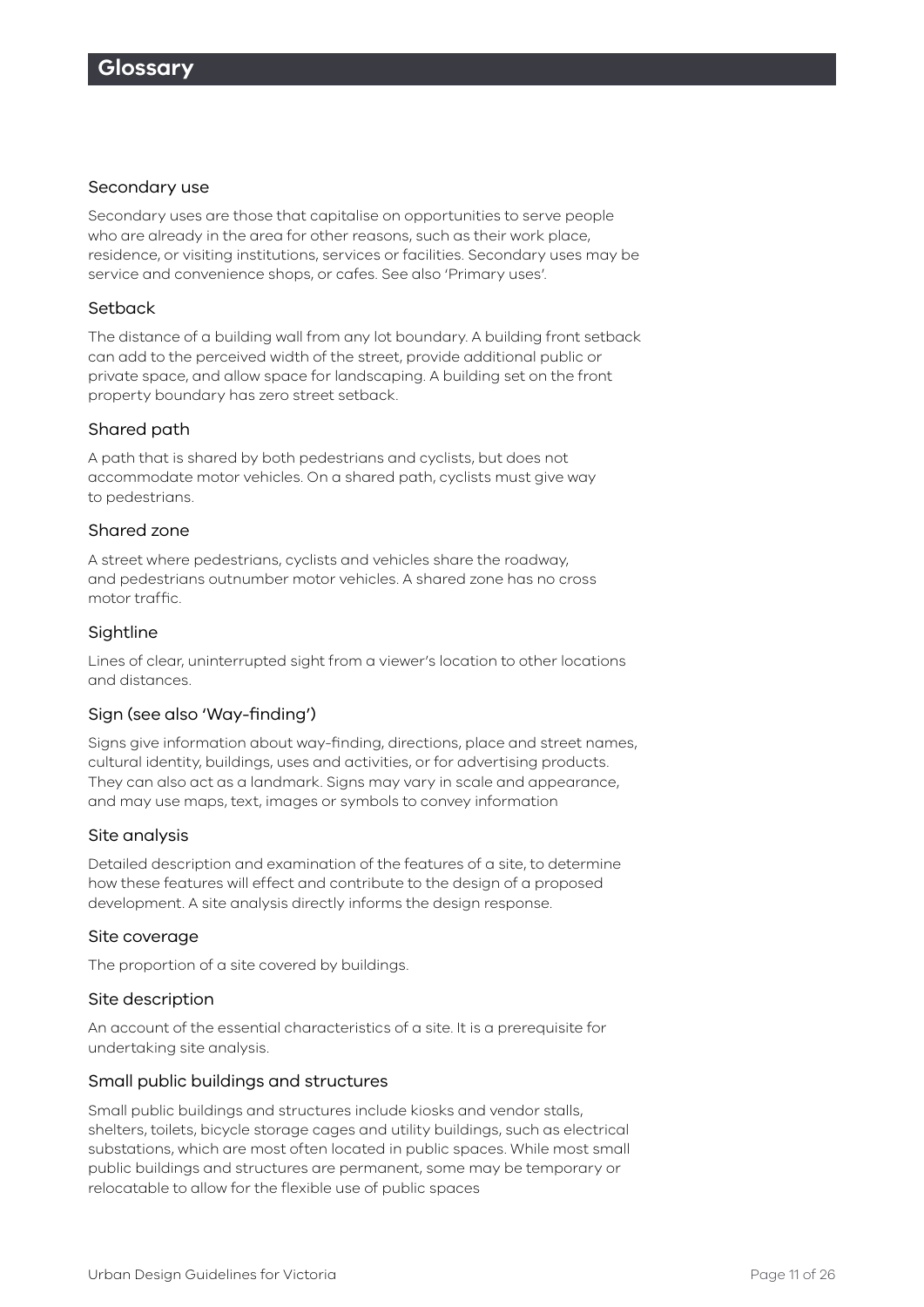# Glossary

## Secondary use

Secondary uses are those that capitalise on opportunities to serve people who are already in the area for other reasons, such as their work place, residence, or visiting institutions, services or facilities. Secondary uses may be service and convenience shops, or cafes. See also 'Primary uses'.

## Setback

The distance of a building wall from any lot boundary. A building front setback can add to the perceived width of the street, provide additional public or private space, and allow space for landscaping. A building set on the front property boundary has zero street setback.

## Shared path

A path that is shared by both pedestrians and cyclists, but does not accommodate motor vehicles. On a shared path, cyclists must give way to pedestrians.

## Shared zone

A street where pedestrians, cyclists and vehicles share the roadway, and pedestrians outnumber motor vehicles. A shared zone has no cross motor traffic.

## Sightline

Lines of clear, uninterrupted sight from a viewer's location to other locations and distances.

## Sign (see also 'Way-finding')

Signs give information about way-finding, directions, place and street names, cultural identity, buildings, uses and activities, or for advertising products. They can also act as a landmark. Signs may vary in scale and appearance, and may use maps, text, images or symbols to convey information

## Site analysis

Detailed description and examination of the features of a site, to determine how these features will effect and contribute to the design of a proposed development. A site analysis directly informs the design response.

## Site coverage

The proportion of a site covered by buildings.

## Site description

An account of the essential characteristics of a site. It is a prerequisite for undertaking site analysis.

## Small public buildings and structures

Small public buildings and structures include kiosks and vendor stalls, shelters, toilets, bicycle storage cages and utility buildings, such as electrical substations, which are most often located in public spaces. While most small public buildings and structures are permanent, some may be temporary or relocatable to allow for the flexible use of public spaces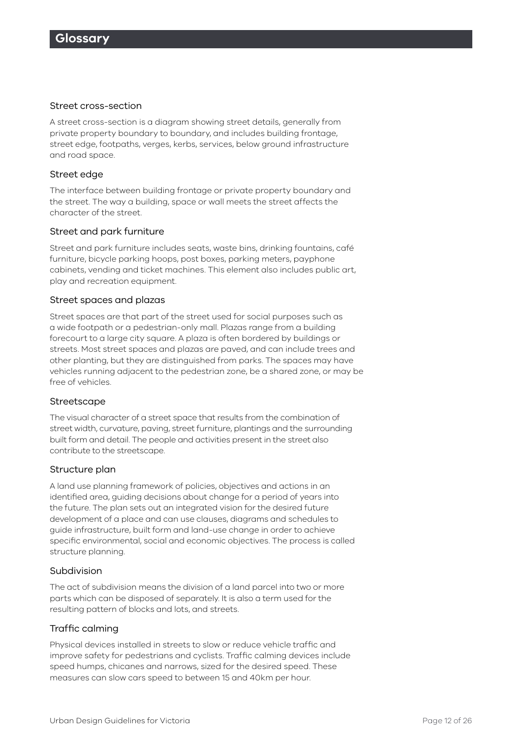# Glossary

### Street cross-section

A street cross-section is a diagram showing street details, generally from private property boundary to boundary, and includes building frontage, street edge, footpaths, verges, kerbs, services, below ground infrastructure and road space.

### Street edge

The interface between building frontage or private property boundary and the street. The way a building, space or wall meets the street affects the character of the street.

### Street and park furniture

Street and park furniture includes seats, waste bins, drinking fountains, café furniture, bicycle parking hoops, post boxes, parking meters, payphone cabinets, vending and ticket machines. This element also includes public art, play and recreation equipment.

### Street spaces and plazas

Street spaces are that part of the street used for social purposes such as a wide footpath or a pedestrian-only mall. Plazas range from a building forecourt to a large city square. A plaza is often bordered by buildings or streets. Most street spaces and plazas are paved, and can include trees and other planting, but they are distinguished from parks. The spaces may have vehicles running adjacent to the pedestrian zone, be a shared zone, or may be free of vehicles.

### Streetscape

The visual character of a street space that results from the combination of street width, curvature, paving, street furniture, plantings and the surrounding built form and detail. The people and activities present in the street also contribute to the streetscape.

### Structure plan

A land use planning framework of policies, objectives and actions in an identified area, guiding decisions about change for a period of years into the future. The plan sets out an integrated vision for the desired future development of a place and can use clauses, diagrams and schedules to guide infrastructure, built form and land-use change in order to achieve specific environmental, social and economic objectives. The process is called structure planning.

### Subdivision

The act of subdivision means the division of a land parcel into two or more parts which can be disposed of separately. It is also a term used for the resulting pattern of blocks and lots, and streets.

### Traffic calming

Physical devices installed in streets to slow or reduce vehicle traffic and improve safety for pedestrians and cyclists. Traffic calming devices include speed humps, chicanes and narrows, sized for the desired speed. These measures can slow cars speed to between 15 and 40km per hour.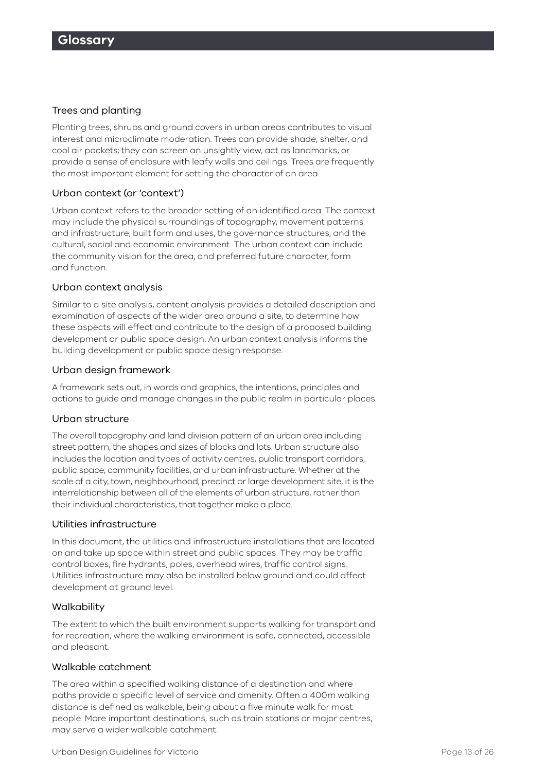# Glossary

### Trees and planting

Planting trees, shrubs and ground covers in urban areas contributes to visual interest and microclimate moderation. Trees can provide shade, shelter, and cool air pockets; they can screen an unsightly view, act as landmarks, or provide a sense of enclosure with leafy walls and ceilings. Trees are frequently the most important element for setting the character of an area.

### Urban context (or 'context')

Urban context refers to the broader setting of an identified area. The context may include the physical surroundings of topography, movement patterns and infrastructure, built form and uses, the governance structures, and the cultural, social and economic environment. The urban context can include the community vision for the area, and preferred future character, form and function.

### Urban context analysis

Similar to a site analysis, content analysis provides a detailed description and examination of aspects of the wider area around a site, to determine how these aspects will effect and contribute to the design of a proposed building development or public space design. An urban context analysis informs the building development or public space design response.

### Urban design framework

A framework sets out, in words and graphics, the intentions, principles and actions to guide and manage changes in the public realm in particular places.

### Urban structure

The overall topography and land division pattern of an urban area including street pattern, the shapes and sizes of blocks and lots. Urban structure also includes the location and types of activity centres, public transport corridors, public space, community facilities, and urban infrastructure. Whether at the scale of a city, town, neighbourhood, precinct or large development site, it is the interrelationship between all of the elements of urban structure, rather than their individual characteristics, that together make a place.

### Utilities infrastructure

In this document, the utilities and infrastructure installations that are located on and take up space within street and public spaces. They may be traffic control boxes, fire hydrants, poles, overhead wires, traffic control signs. Utilities infrastructure may also be installed below ground and could affect development at ground level.

### Walkability

The extent to which the built environment supports walking for transport and for recreation, where the walking environment is safe, connected, accessible and pleasant.

### Walkable catchment

The area within a specified walking distance of a destination and where paths provide a specific level of service and amenity. Often a 400m walking distance is defined as walkable, being about a five minute walk for most people. More important destinations, such as train stations or major centres, may serve a wider walkable catchment.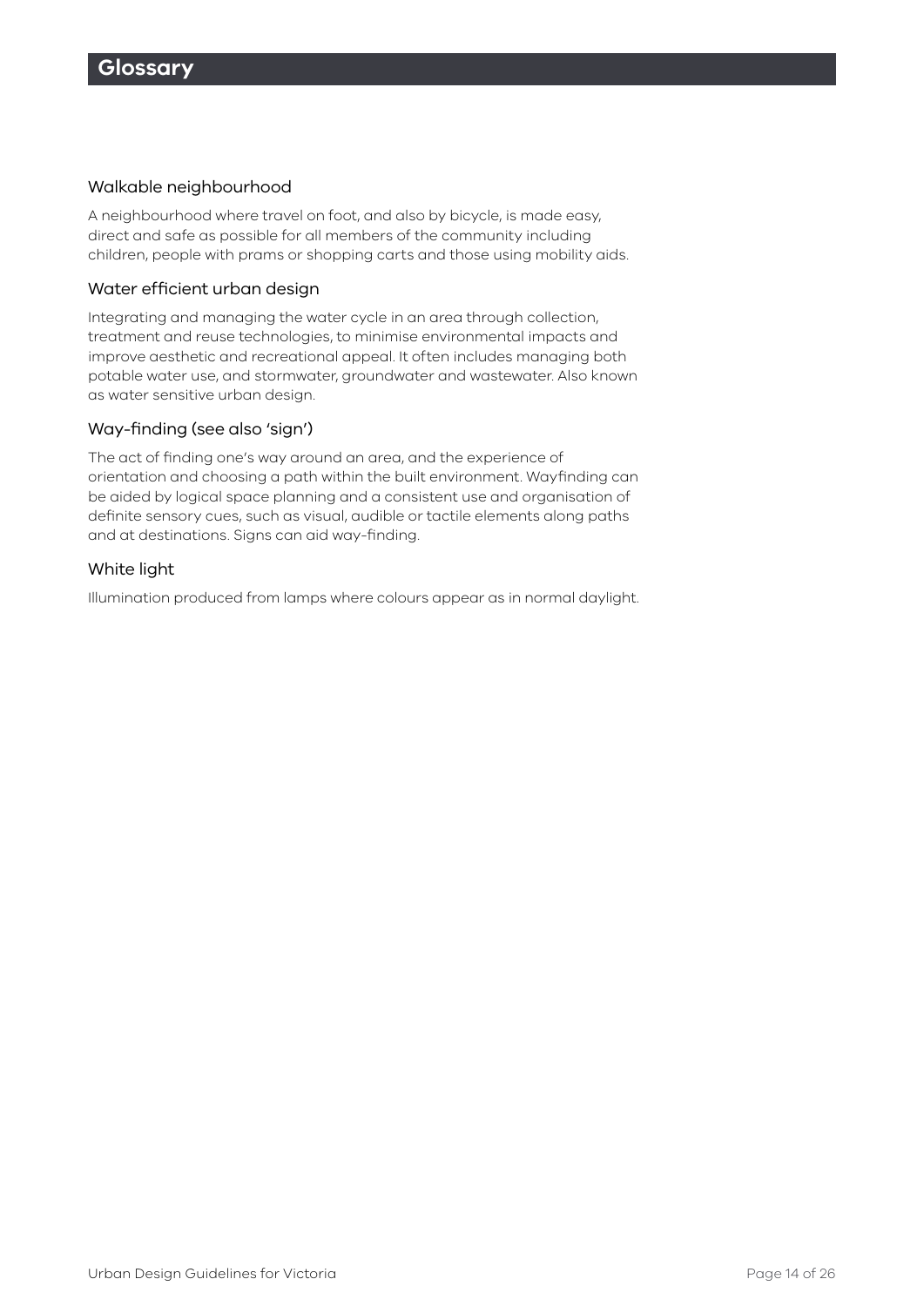# Glossary

### Walkable neighbourhood

A neighbourhood where travel on foot, and also by bicycle, is made easy, direct and safe as possible for all members of the community including children, people with prams or shopping carts and those using mobility aids.

### Water efficient urban design

Integrating and managing the water cycle in an area through collection, treatment and reuse technologies, to minimise environmental impacts and improve aesthetic and recreational appeal. It often includes managing both potable water use, and stormwater, groundwater and wastewater. Also known as water sensitive urban design.

### Way-finding (see also 'sign')

The act of finding one's way around an area, and the experience of orientation and choosing a path within the built environment. Wayfinding can be aided by logical space planning and a consistent use and organisation of definite sensory cues, such as visual, audible or tactile elements along paths and at destinations. Signs can aid way-finding.

### White light

Illumination produced from lamps where colours appear as in normal daylight.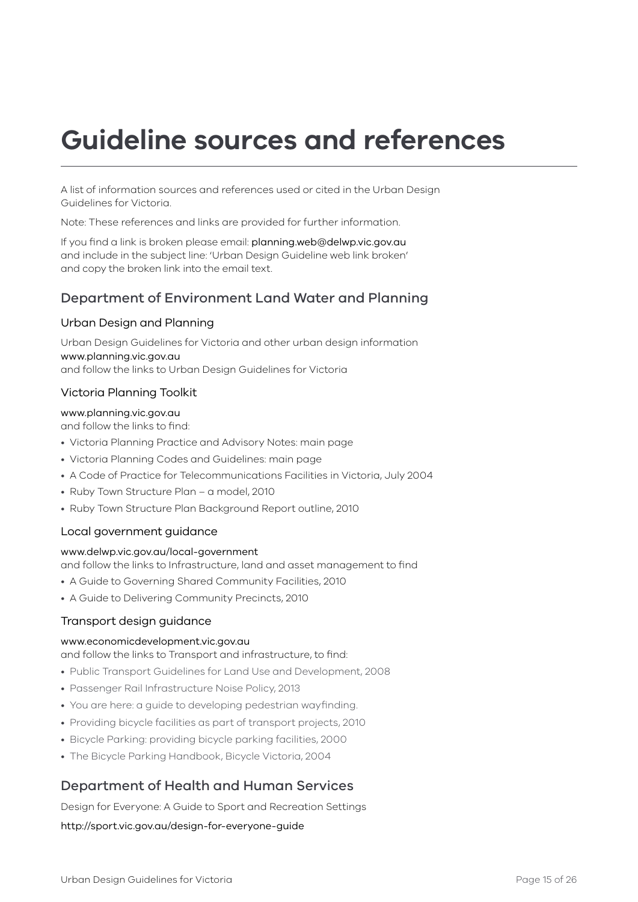# Guideline sources and references

A list of information sources and references used or cited in the Urban Design Guidelines for Victoria.

Note: These references and links are provided for further information.

If you find a link is broken please email: planning.web@delwp.vic.gov.au and include in the subject line: 'Urban Design Guideline web link broken' and copy the broken link into the email text.

## Department of Environment Land Water and Planning

### Urban Design and Planning

Urban Design Guidelines for Victoria and other urban design information
www.planning.vic.gov.au
and follow the links to Urban Design Guidelines for Victoria

### Victoria Planning Toolkit

www.planning.vic.gov.au
and follow the links to find:

- Victoria Planning Practice and Advisory Notes: main page
- Victoria Planning Codes and Guidelines: main page
- A Code of Practice for Telecommunications Facilities in Victoria, July 2004
- Ruby Town Structure Plan – a model, 2010
- Ruby Town Structure Plan Background Report outline, 2010

### Local government guidance

www.delwp.vic.gov.au/local-government
and follow the links to Infrastructure, land and asset management to find

- A Guide to Governing Shared Community Facilities, 2010
- A Guide to Delivering Community Precincts, 2010

### Transport design guidance

www.economicdevelopment.vic.gov.au
and follow the links to Transport and infrastructure, to find:

- Public Transport Guidelines for Land Use and Development, 2008
- Passenger Rail Infrastructure Noise Policy, 2013
- You are here: a guide to developing pedestrian wayfinding.
- Providing bicycle facilities as part of transport projects, 2010
- Bicycle Parking: providing bicycle parking facilities, 2000
- The Bicycle Parking Handbook, Bicycle Victoria, 2004

## Department of Health and Human Services

Design for Everyone: A Guide to Sport and Recreation Settings

http://sport.vic.gov.au/design-for-everyone-guide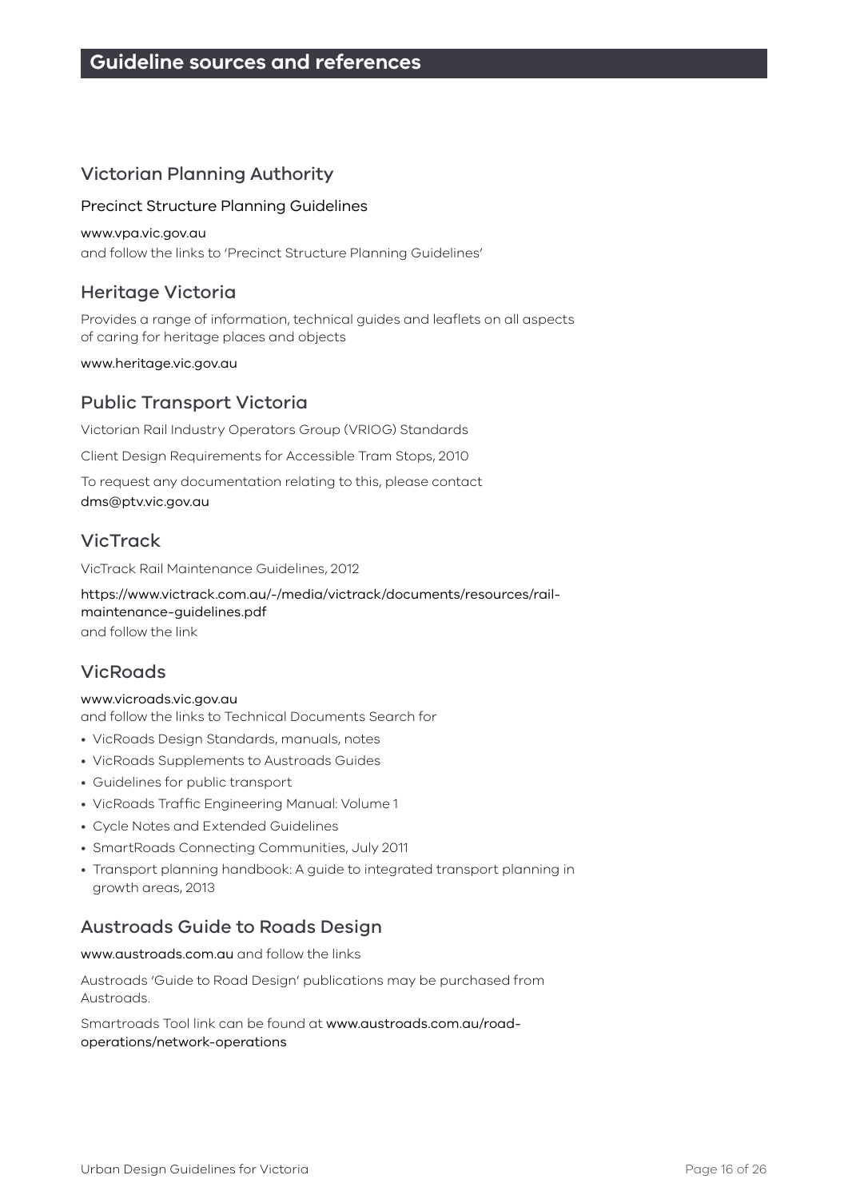# Guideline sources and references

## Victorian Planning Authority

### Precinct Structure Planning Guidelines

www.vpa.vic.gov.au
and follow the links to 'Precinct Structure Planning Guidelines'

## Heritage Victoria

Provides a range of information, technical guides and leaflets on all aspects of caring for heritage places and objects

www.heritage.vic.gov.au

## Public Transport Victoria

Victorian Rail Industry Operators Group (VRIOG) Standards

Client Design Requirements for Accessible Tram Stops, 2010

To request any documentation relating to this, please contact
dms@ptv.vic.gov.au

## VicTrack

VicTrack Rail Maintenance Guidelines, 2012

https://www.victrack.com.au/-/media/victrack/documents/resources/rail-maintenance-guidelines.pdf
and follow the link

## VicRoads

www.vicroads.vic.gov.au
and follow the links to Technical Documents Search for

- VicRoads Design Standards, manuals, notes
- VicRoads Supplements to Austroads Guides
- Guidelines for public transport
- VicRoads Traffic Engineering Manual: Volume 1
- Cycle Notes and Extended Guidelines
- SmartRoads Connecting Communities, July 2011
- Transport planning handbook: A guide to integrated transport planning in growth areas, 2013

## Austroads Guide to Roads Design

www.austroads.com.au and follow the links

Austroads 'Guide to Road Design' publications may be purchased from Austroads.

Smartroads Tool link can be found at www.austroads.com.au/road-operations/network-operations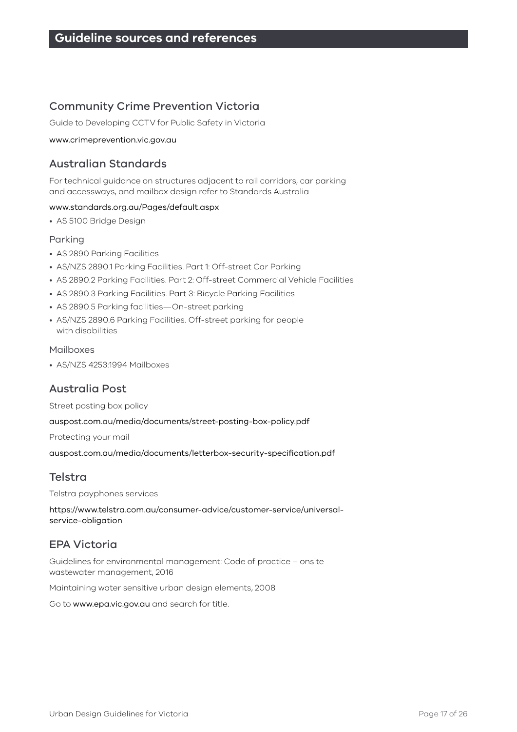# Guideline sources and references

## Community Crime Prevention Victoria

Guide to Developing CCTV for Public Safety in Victoria

www.crimeprevention.vic.gov.au

## Australian Standards

For technical guidance on structures adjacent to rail corridors, car parking and accessways, and mailbox design refer to Standards Australia

www.standards.org.au/Pages/default.aspx

- AS 5100 Bridge Design

### Parking

- AS 2890 Parking Facilities
- AS/NZS 2890.1 Parking Facilities. Part 1: Off-street Car Parking
- AS 2890.2 Parking Facilities. Part 2: Off-street Commercial Vehicle Facilities
- AS 2890.3 Parking Facilities. Part 3: Bicycle Parking Facilities
- AS 2890.5 Parking facilities—On-street parking
- AS/NZS 2890.6 Parking Facilities. Off-street parking for people with disabilities

### Mailboxes

- AS/NZS 4253:1994 Mailboxes

## Australia Post

Street posting box policy

auspost.com.au/media/documents/street-posting-box-policy.pdf

Protecting your mail

auspost.com.au/media/documents/letterbox-security-specification.pdf

## Telstra

Telstra payphones services

https://www.telstra.com.au/consumer-advice/customer-service/universal-service-obligation

## EPA Victoria

Guidelines for environmental management: Code of practice – onsite wastewater management, 2016

Maintaining water sensitive urban design elements, 2008

Go to www.epa.vic.gov.au and search for title.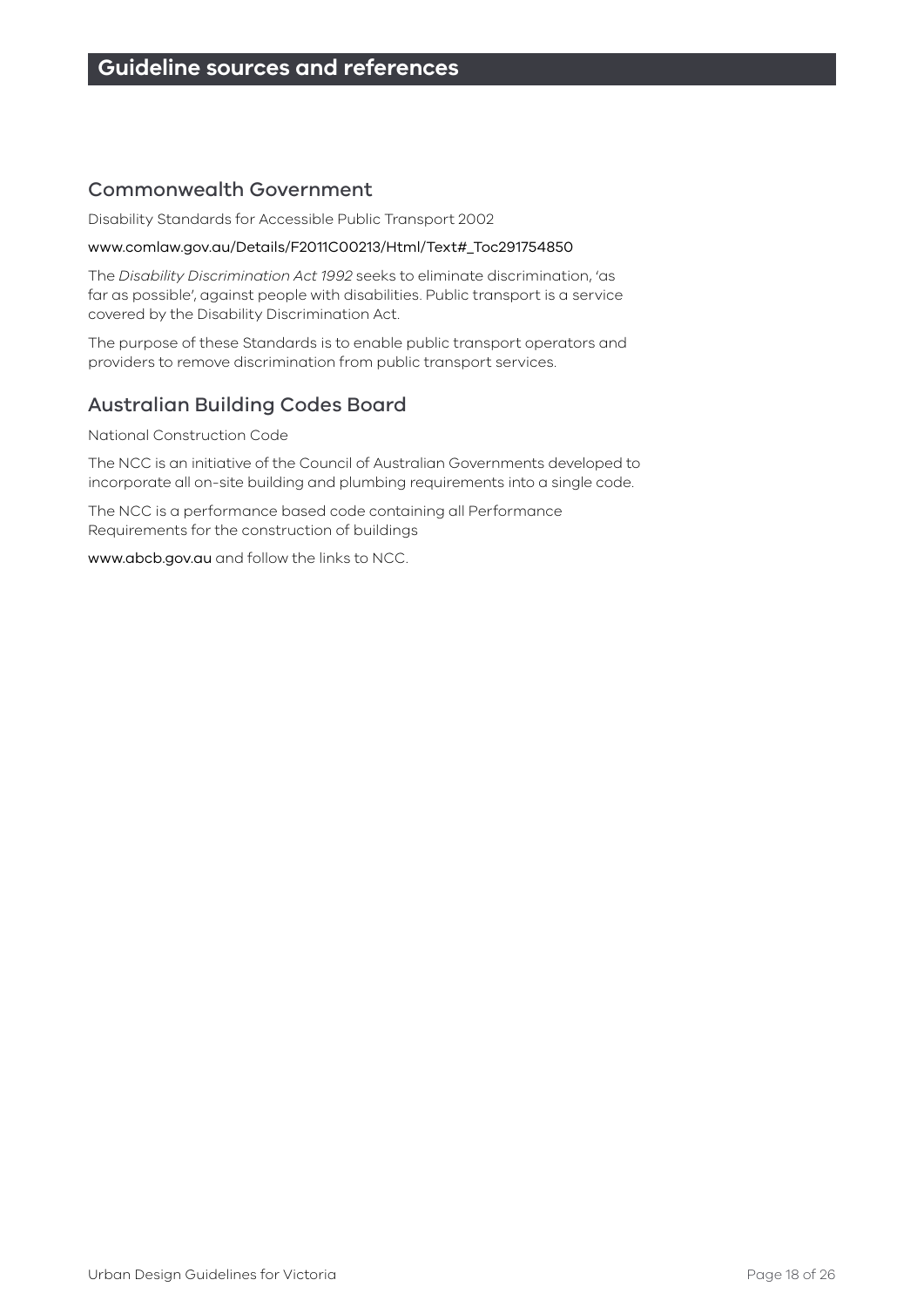# Guideline sources and references

## Commonwealth Government

Disability Standards for Accessible Public Transport 2002

www.comlaw.gov.au/Details/F2011C00213/Html/Text#_Toc291754850

The *Disability Discrimination Act 1992* seeks to eliminate discrimination, 'as far as possible', against people with disabilities. Public transport is a service covered by the Disability Discrimination Act.

The purpose of these Standards is to enable public transport operators and providers to remove discrimination from public transport services.

## Australian Building Codes Board

National Construction Code

The NCC is an initiative of the Council of Australian Governments developed to incorporate all on-site building and plumbing requirements into a single code.

The NCC is a performance based code containing all Performance Requirements for the construction of buildings

www.abcb.gov.au and follow the links to NCC.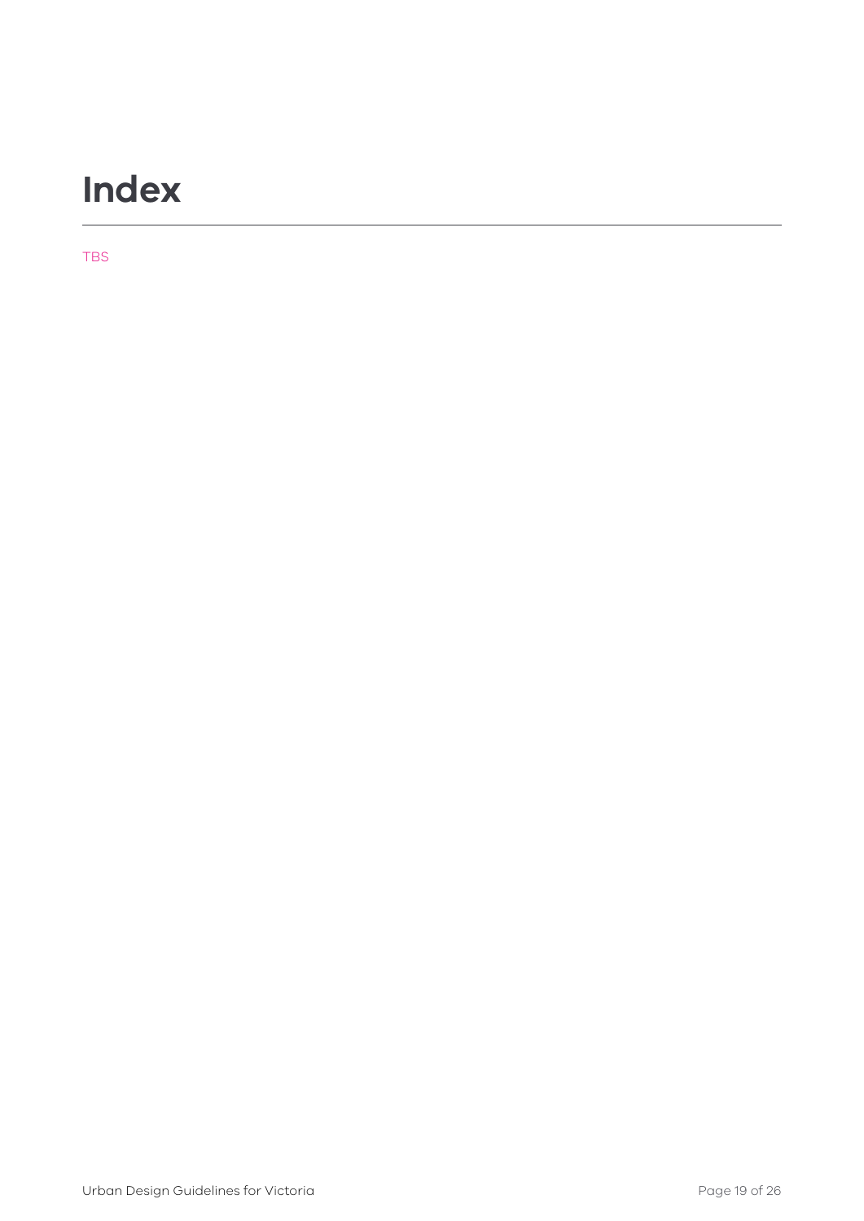# Index

TBS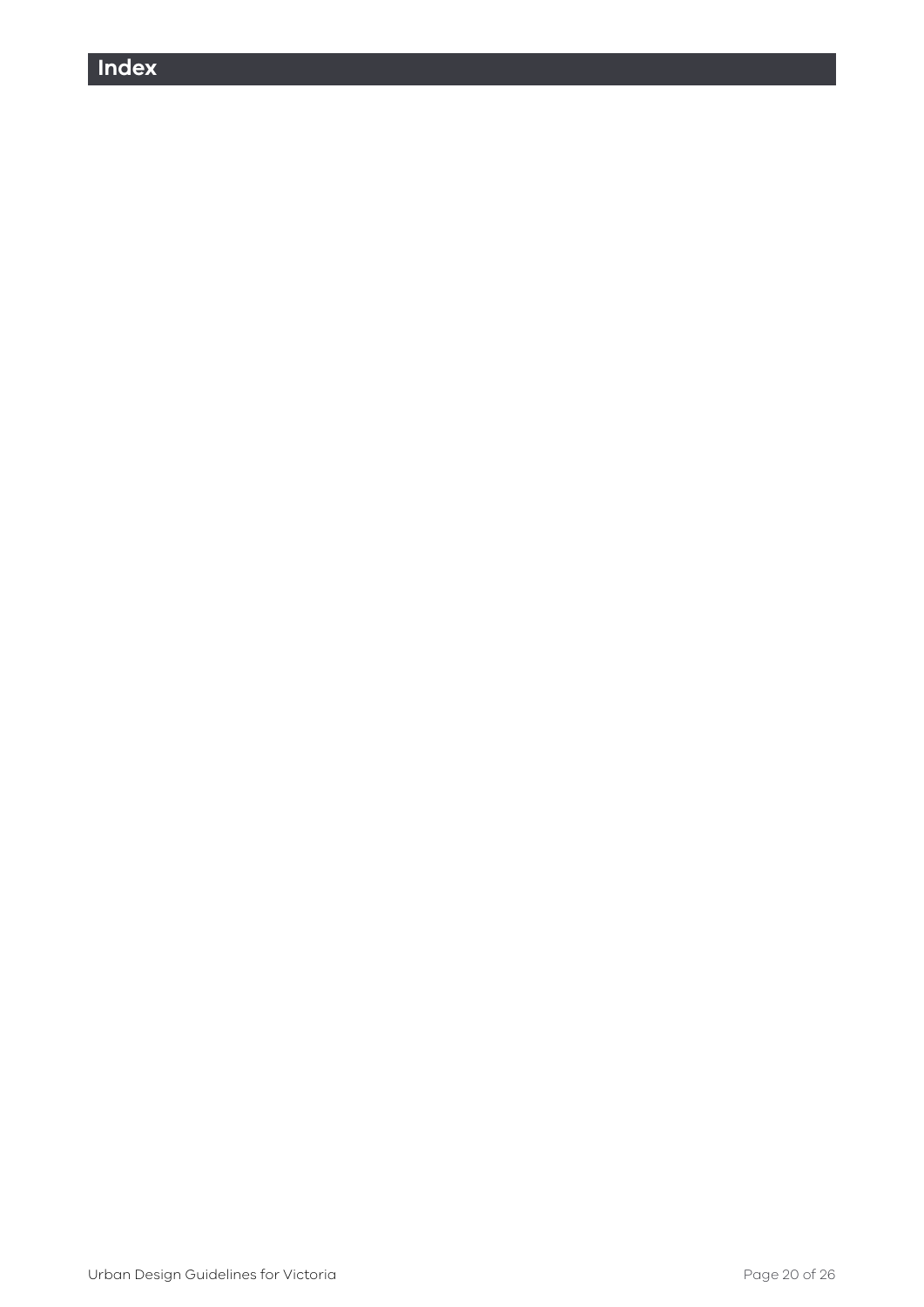# Index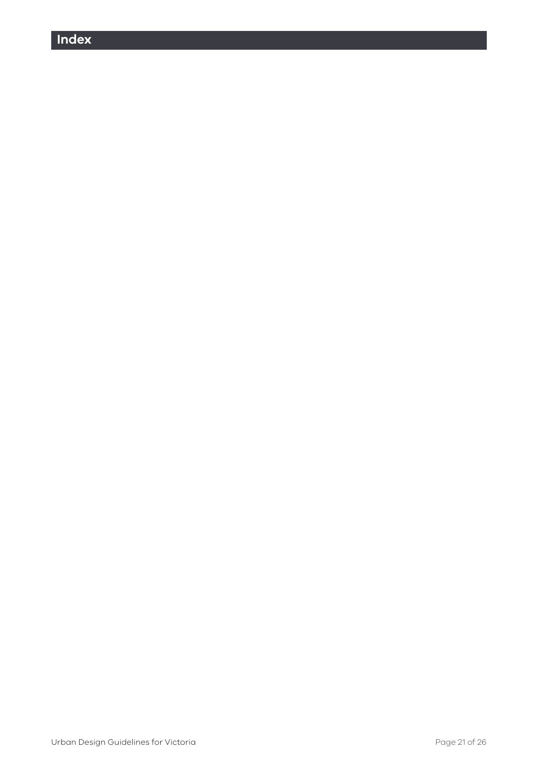# Index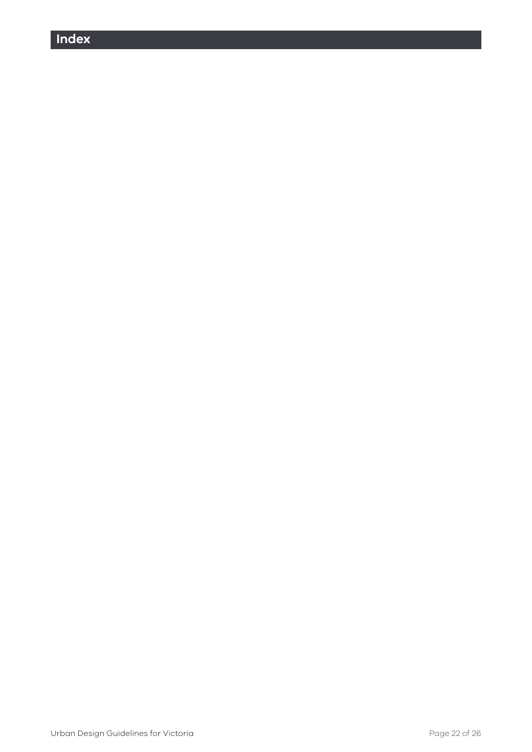# Index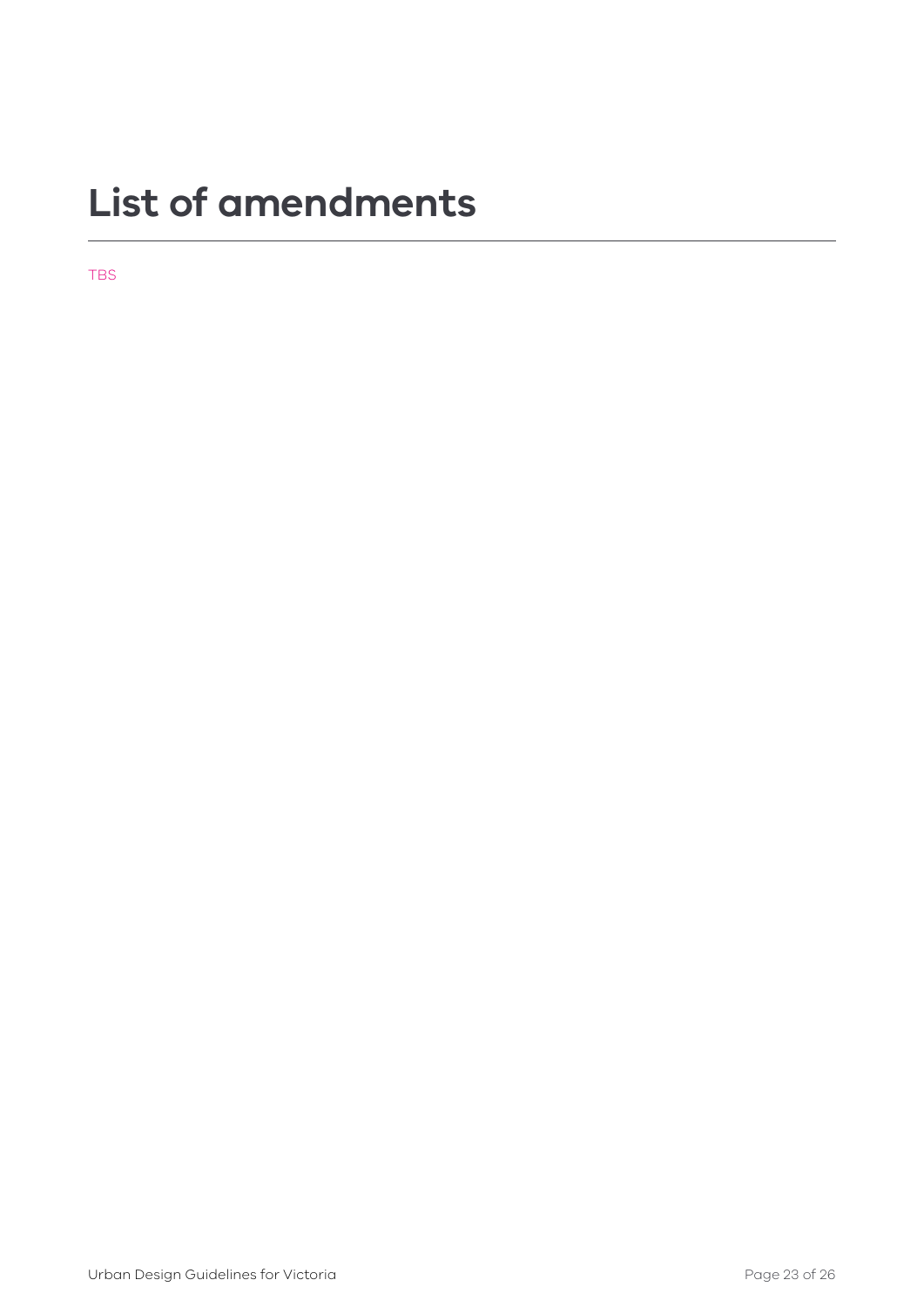# List of amendments

TBS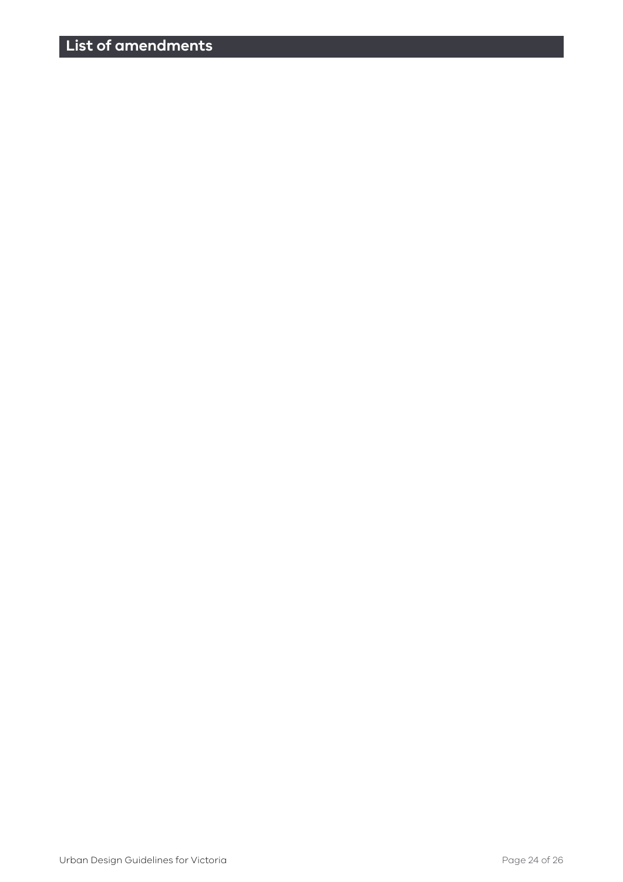# List of amendments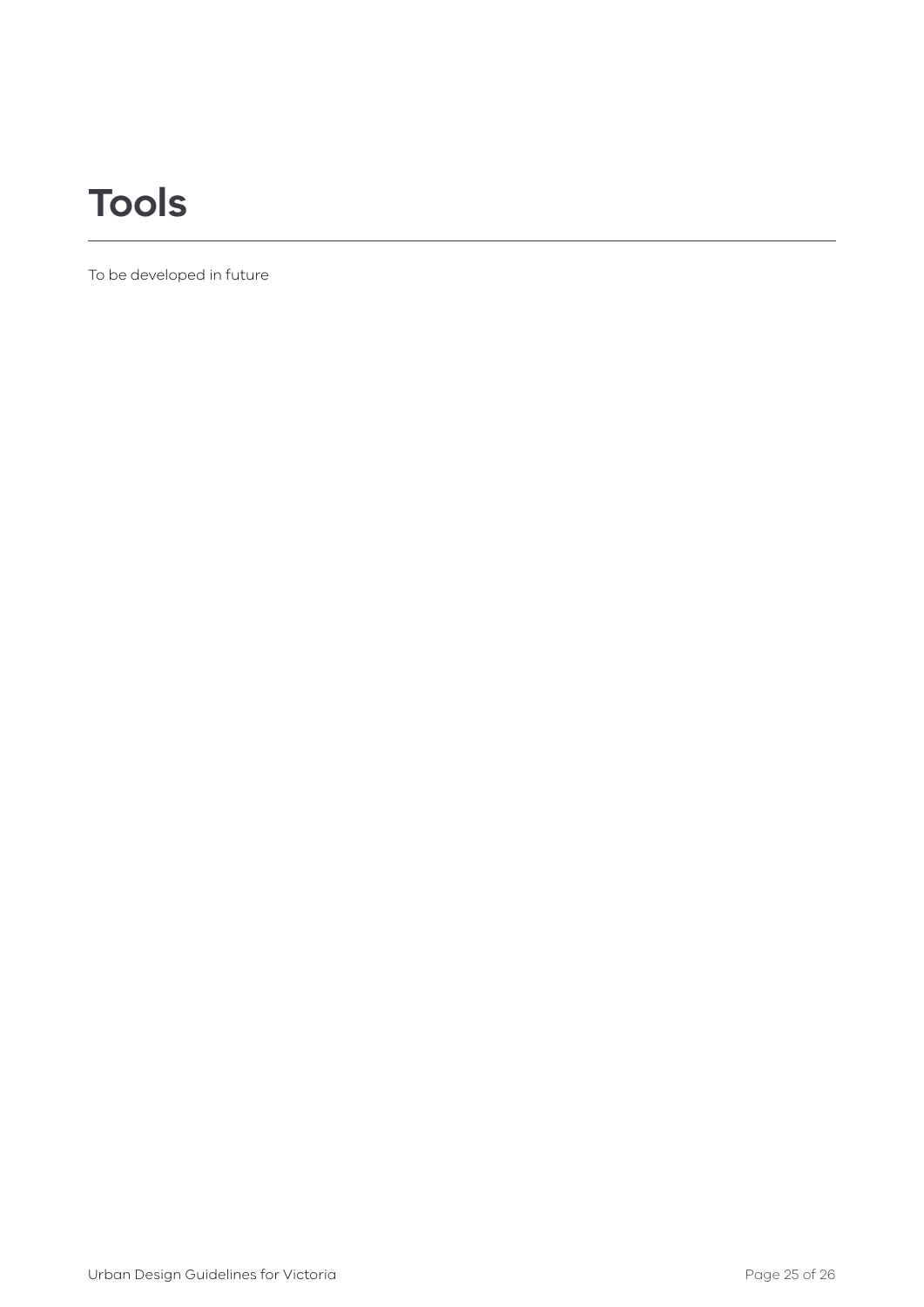# Tools

To be developed in future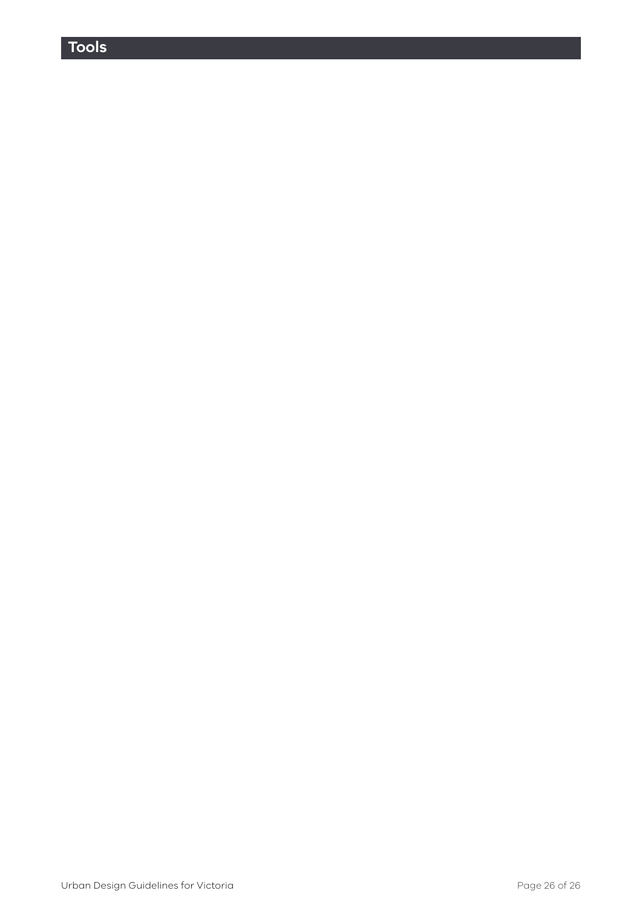# Tools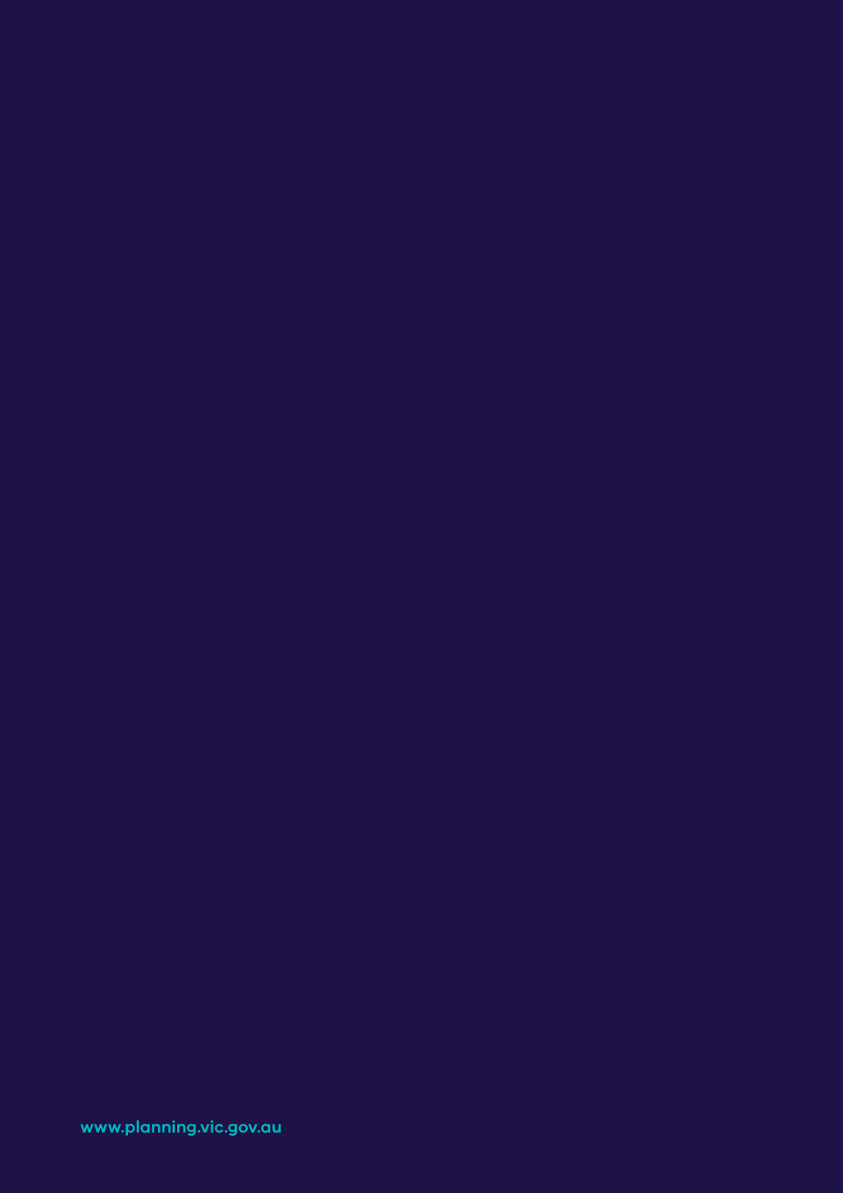www.planning.vic.gov.au